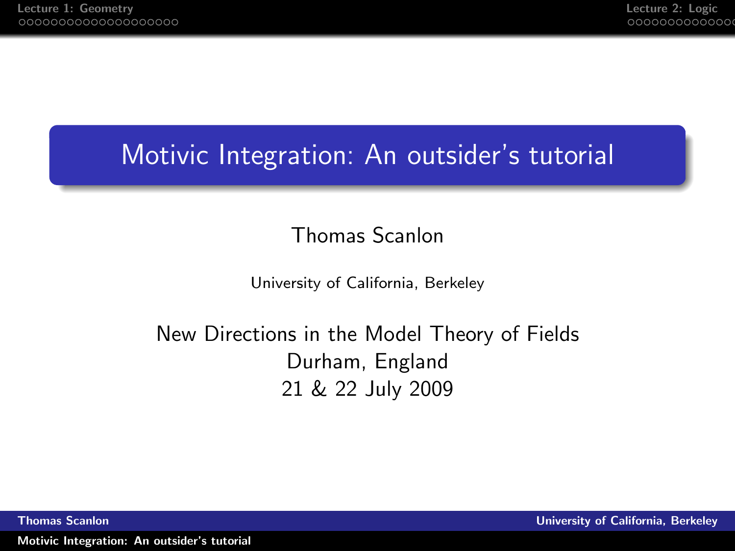# Motivic Integration: An outsider's tutorial

Thomas Scanlon

University of California, Berkeley

New Directions in the Model Theory of Fields
Durham, England
21 & 22 July 2009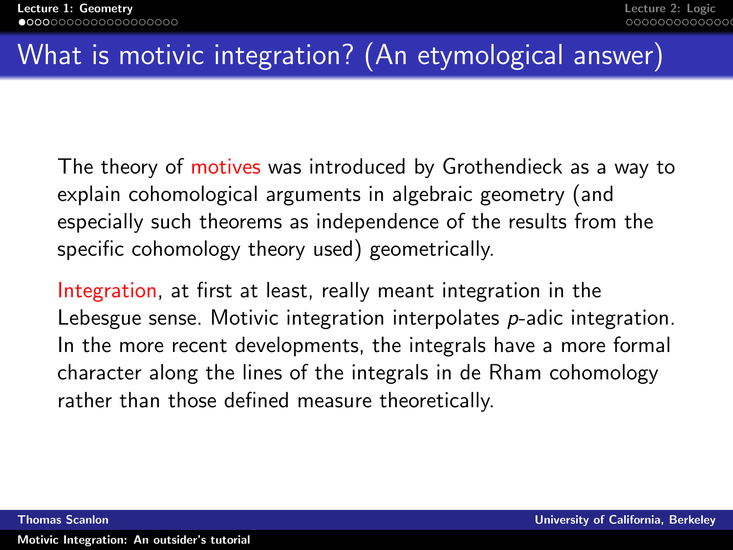## What is motivic integration? (An etymological answer)

The theory of motives was introduced by Grothendieck as a way to explain cohomological arguments in algebraic geometry (and especially such theorems as independence of the results from the specific cohomology theory used) geometrically.

Integration, at first at least, really meant integration in the Lebesgue sense. Motivic integration interpolates $p$-adic integration. In the more recent developments, the integrals have a more formal character along the lines of the integrals in de Rham cohomology rather than those defined measure theoretically.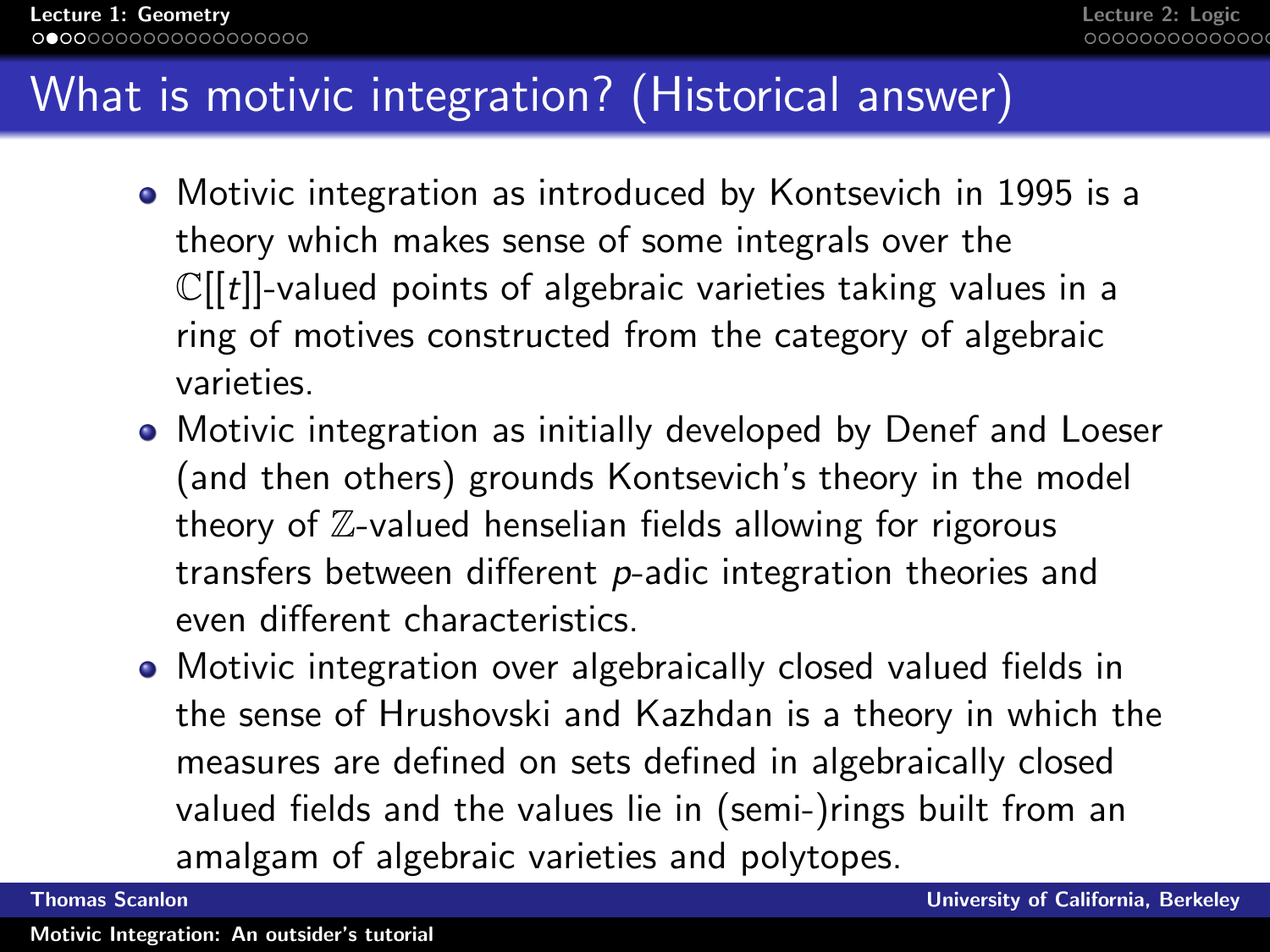# What is motivic integration? (Historical answer)

- Motivic integration as introduced by Kontsevich in 1995 is a theory which makes sense of some integrals over the $\mathbb{C}[[t]]$-valued points of algebraic varieties taking values in a ring of motives constructed from the category of algebraic varieties.
- Motivic integration as initially developed by Denef and Loeser (and then others) grounds Kontsevich's theory in the model theory of $\mathbb{Z}$-valued henselian fields allowing for rigorous transfers between different $p$-adic integration theories and even different characteristics.
- Motivic integration over algebraically closed valued fields in the sense of Hrushovski and Kazhdan is a theory in which the measures are defined on sets defined in algebraically closed valued fields and the values lie in (semi-)rings built from an amalgam of algebraic varieties and polytopes.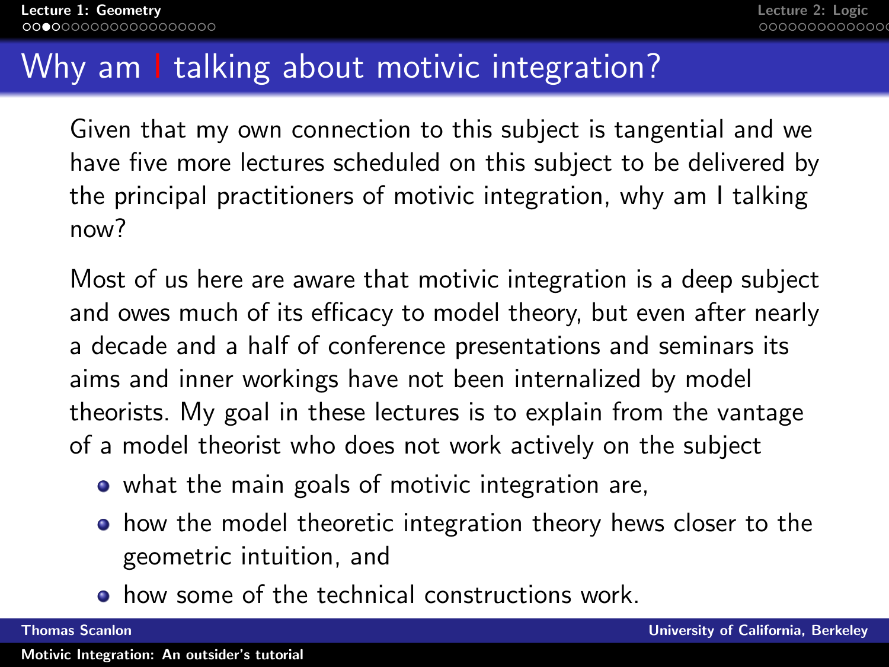## Why am I talking about motivic integration?

Given that my own connection to this subject is tangential and we have five more lectures scheduled on this subject to be delivered by the principal practitioners of motivic integration, why am I talking now?

Most of us here are aware that motivic integration is a deep subject and owes much of its efficacy to model theory, but even after nearly a decade and a half of conference presentations and seminars its aims and inner workings have not been internalized by model theorists. My goal in these lectures is to explain from the vantage of a model theorist who does not work actively on the subject

- what the main goals of motivic integration are,
- how the model theoretic integration theory hews closer to the geometric intuition, and
- how some of the technical constructions work.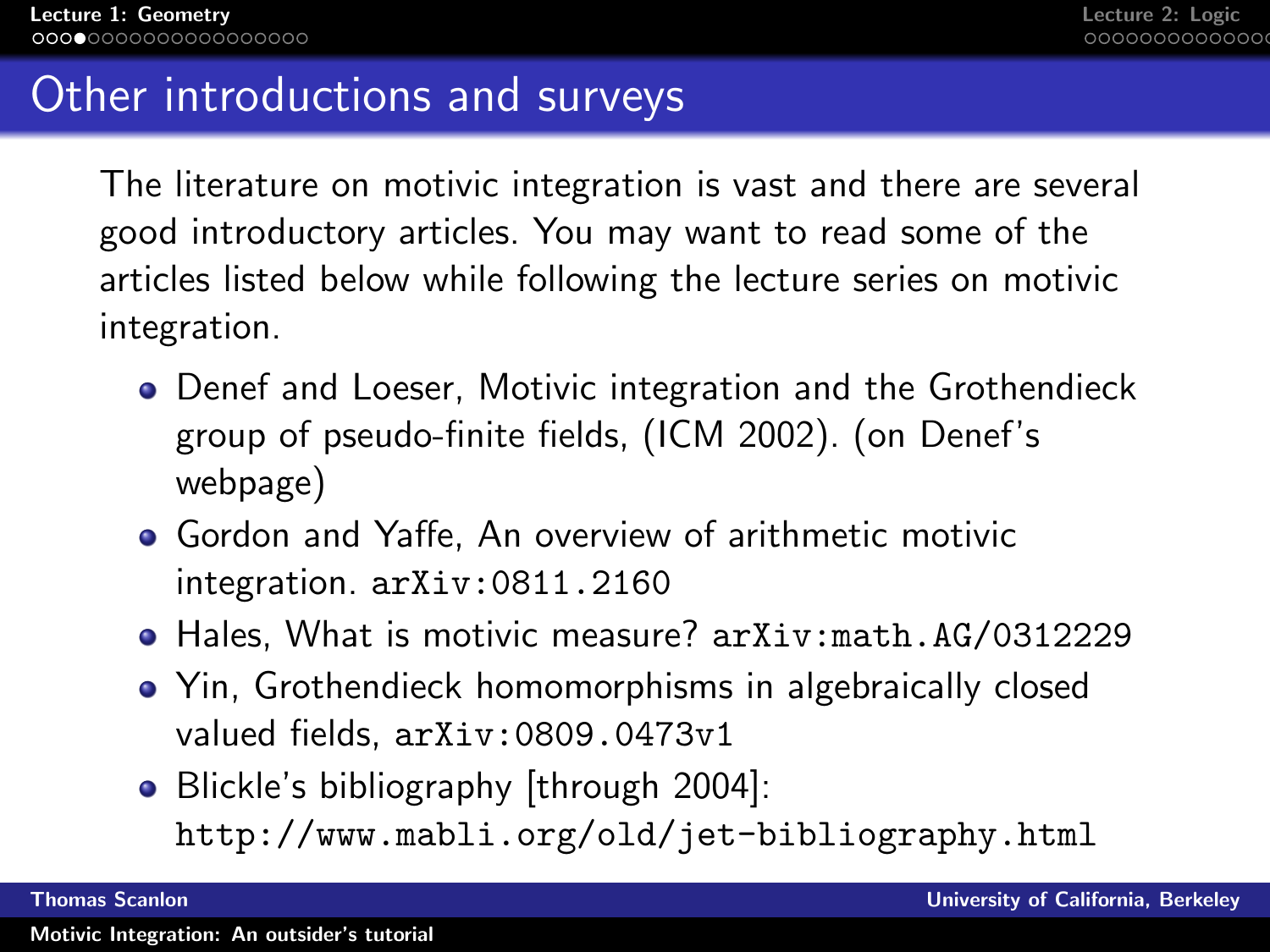# Other introductions and surveys

The literature on motivic integration is vast and there are several good introductory articles. You may want to read some of the articles listed below while following the lecture series on motivic integration.

- Denef and Loeser, Motivic integration and the Grothendieck group of pseudo-finite fields, (ICM 2002). (on Denef's webpage)
- Gordon and Yaffe, An overview of arithmetic motivic integration. `arXiv:0811.2160`
- Hales, What is motivic measure? `arXiv:math.AG/0312229`
- Yin, Grothendieck homomorphisms in algebraically closed valued fields, `arXiv:0809.0473v1`
- Blickle's bibliography [through 2004]: `http://www.mabli.org/old/jet-bibliography.html`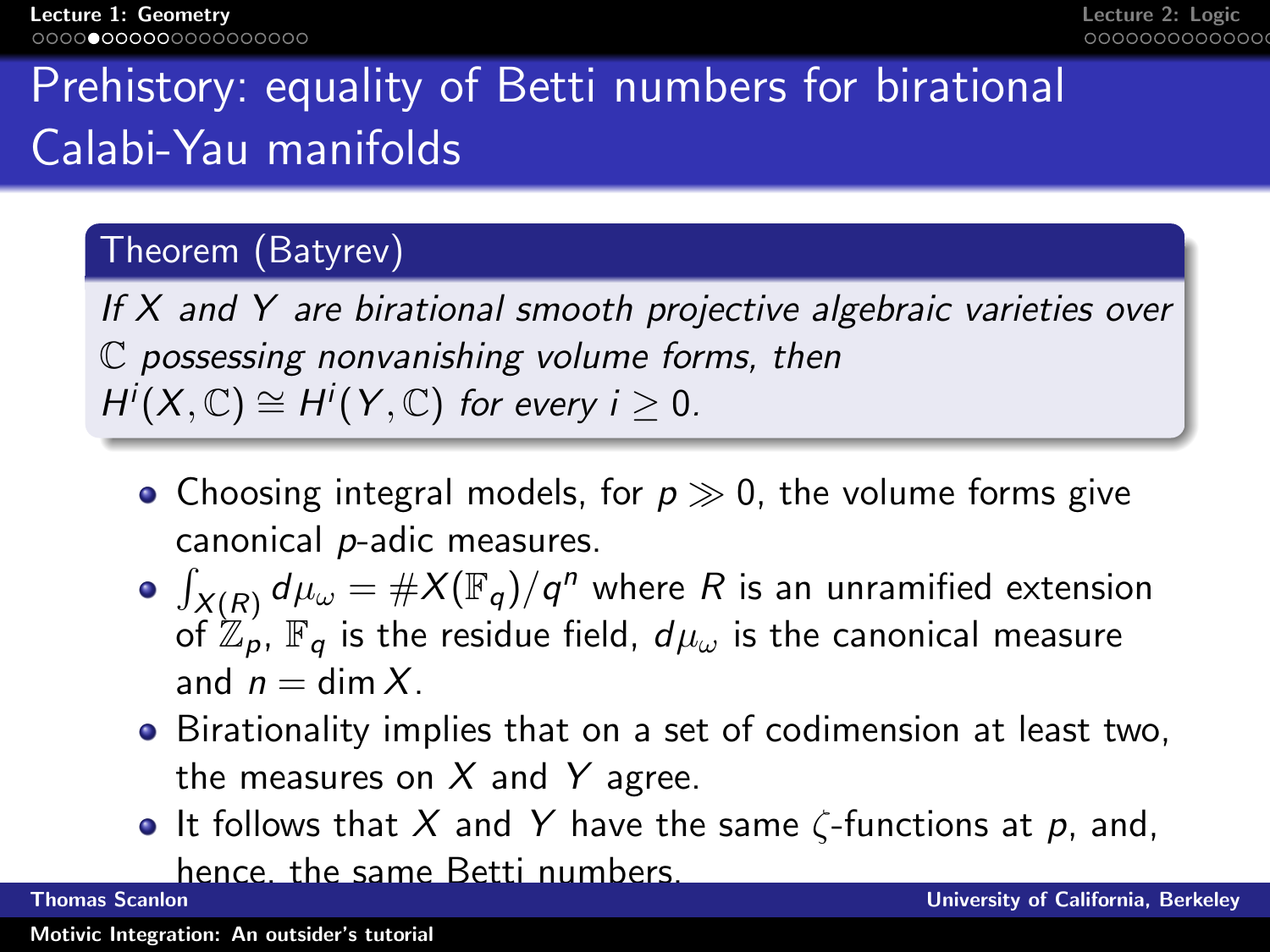# Prehistory: equality of Betti numbers for birational Calabi-Yau manifolds

**Theorem (Batyrev)**

*If $X$ and $Y$ are birational smooth projective algebraic varieties over $\mathbb{C}$ possessing nonvanishing volume forms, then $H^i(X, \mathbb{C}) \cong H^i(Y, \mathbb{C})$ for every $i \geq 0$.*

- Choosing integral models, for $p \gg 0$, the volume forms give canonical $p$-adic measures.
- $\int_{X(R)} d\mu_\omega = \#X(\mathbb{F}_q)/q^n$ where $R$ is an unramified extension of $\mathbb{Z}_p$, $\mathbb{F}_q$ is the residue field, $d\mu_\omega$ is the canonical measure and $n = \dim X$.
- Birationality implies that on a set of codimension at least two, the measures on $X$ and $Y$ agree.
- It follows that $X$ and $Y$ have the same $\zeta$-functions at $p$, and, hence, the same Betti numbers.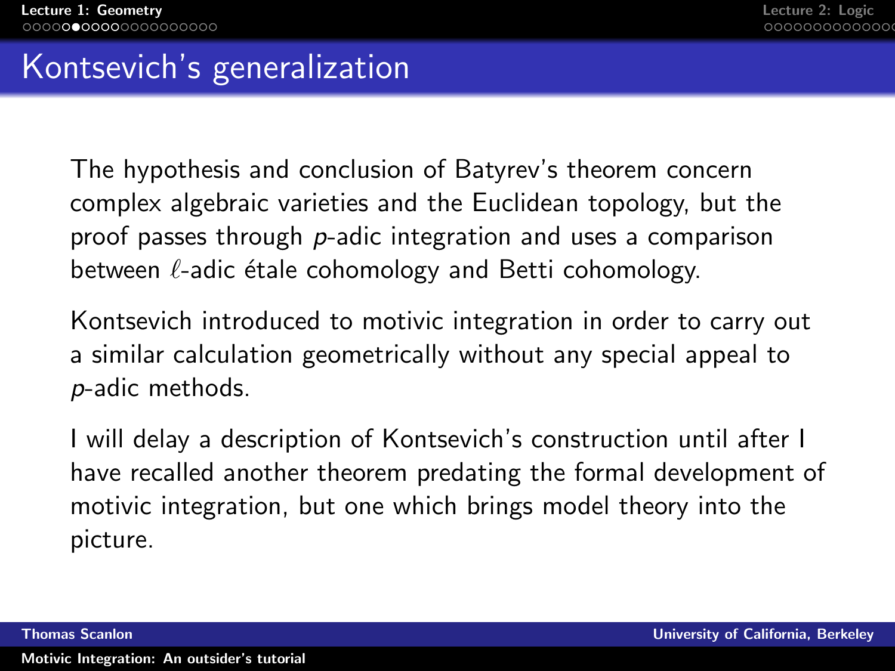# Kontsevich's generalization

The hypothesis and conclusion of Batyrev's theorem concern complex algebraic varieties and the Euclidean topology, but the proof passes through $p$-adic integration and uses a comparison between $\ell$-adic étale cohomology and Betti cohomology.

Kontsevich introduced to motivic integration in order to carry out a similar calculation geometrically without any special appeal to $p$-adic methods.

I will delay a description of Kontsevich's construction until after I have recalled another theorem predating the formal development of motivic integration, but one which brings model theory into the picture.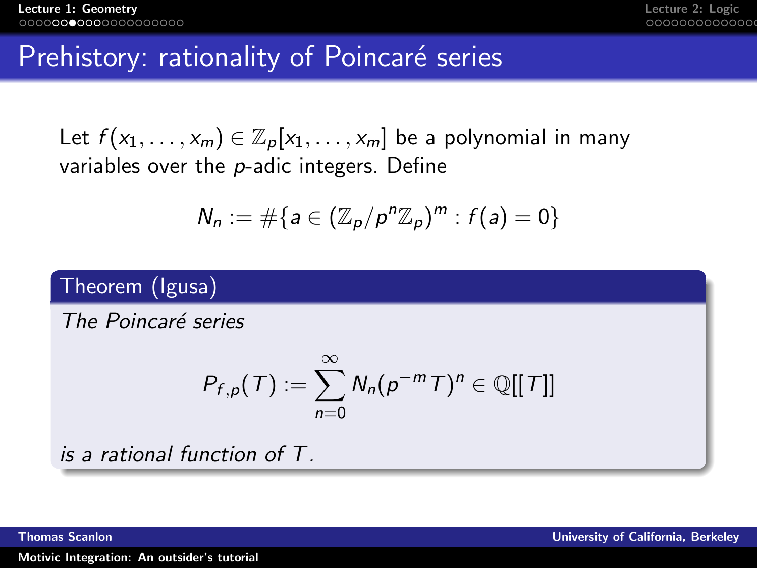# Prehistory: rationality of Poincaré series

Let $f(x_1, \ldots, x_m) \in \mathbb{Z}_p[x_1, \ldots, x_m]$ be a polynomial in many variables over the $p$-adic integers. Define

$$N_n := \#\{a \in (\mathbb{Z}_p/p^n\mathbb{Z}_p)^m : f(a) = 0\}$$

**Theorem (Igusa)**

*The Poincaré series*

$$P_{f,p}(T) := \sum_{n=0}^{\infty} N_n (p^{-m} T)^n \in \mathbb{Q}[[T]]$$

*is a rational function of $T$.*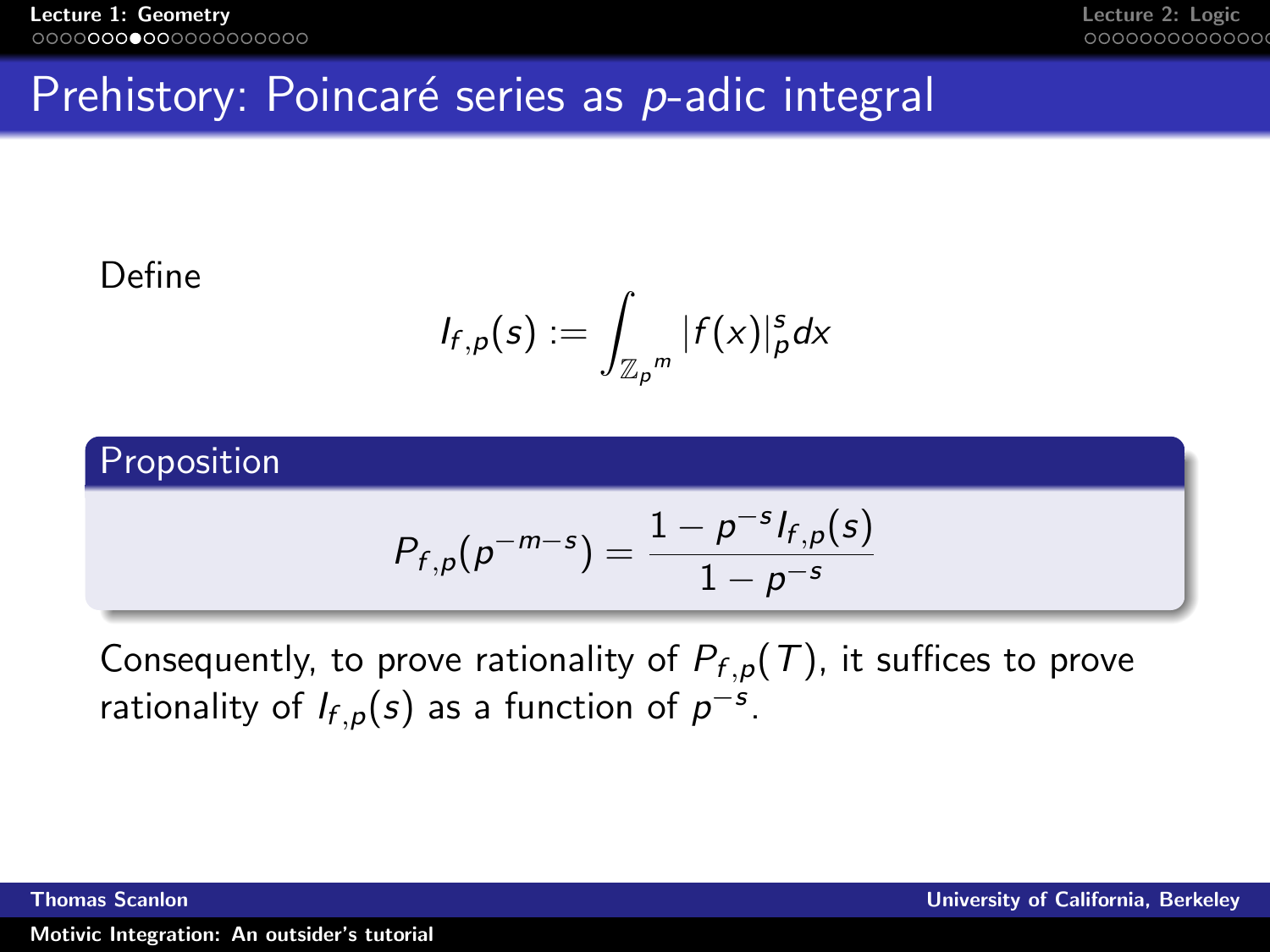# Prehistory: Poincaré series as $p$-adic integral

Define

$$I_{f,p}(s) := \int_{\mathbb{Z}_p{}^m} |f(x)|_p^s dx$$

**Proposition**

$$P_{f,p}(p^{-m-s}) = \frac{1 - p^{-s} I_{f,p}(s)}{1 - p^{-s}}$$

Consequently, to prove rationality of $P_{f,p}(T)$, it suffices to prove rationality of $I_{f,p}(s)$ as a function of $p^{-s}$.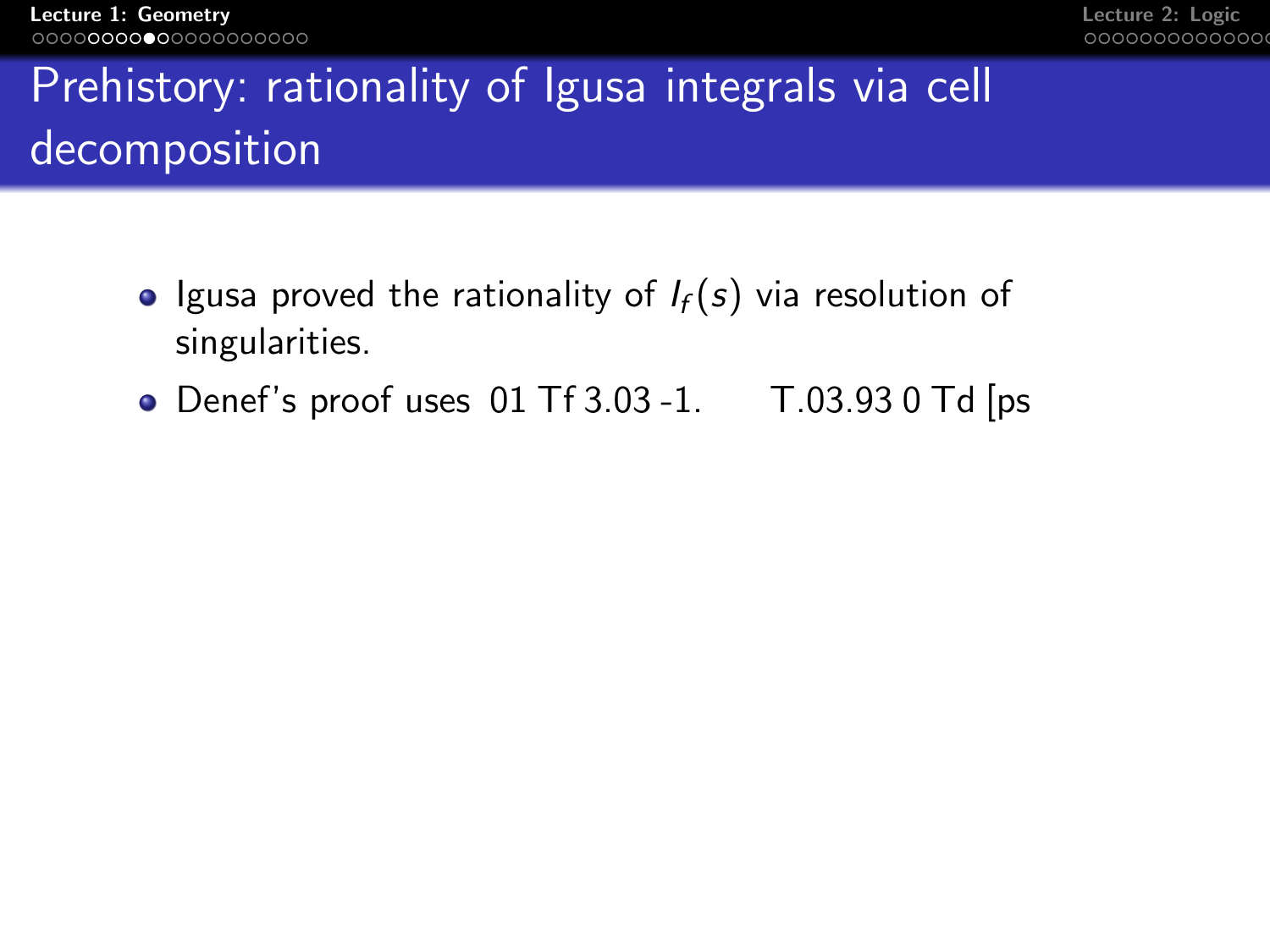# Prehistory: rationality of Igusa integrals via cell decomposition

- Igusa proved the rationality of $I_f(s)$ via resolution of singularities.
- Denef's proof uses 01 Tf 3.03 -1. T.03.93 0 Td [ps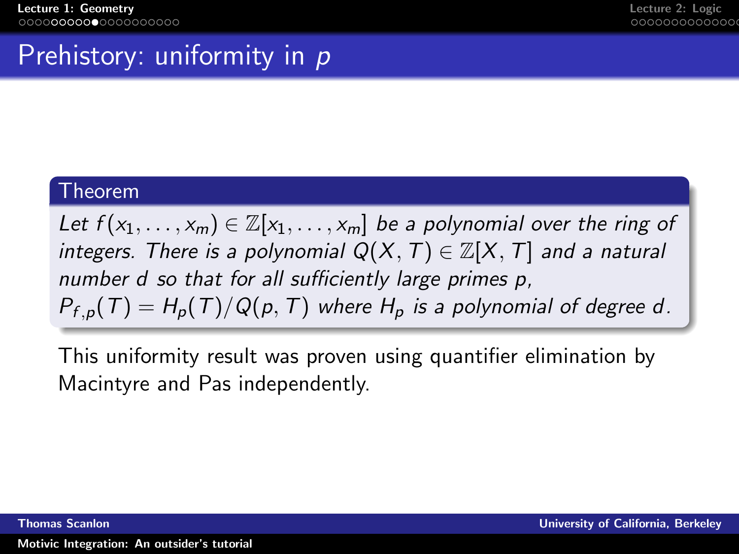# Prehistory: uniformity in $p$

**Theorem**

*Let $f(x_1, \ldots, x_m) \in \mathbb{Z}[x_1, \ldots, x_m]$ be a polynomial over the ring of integers. There is a polynomial $Q(X, T) \in \mathbb{Z}[X, T]$ and a natural number $d$ so that for all sufficiently large primes $p$, $P_{f,p}(T) = H_p(T)/Q(p, T)$ where $H_p$ is a polynomial of degree $d$.*

This uniformity result was proven using quantifier elimination by Macintyre and Pas independently.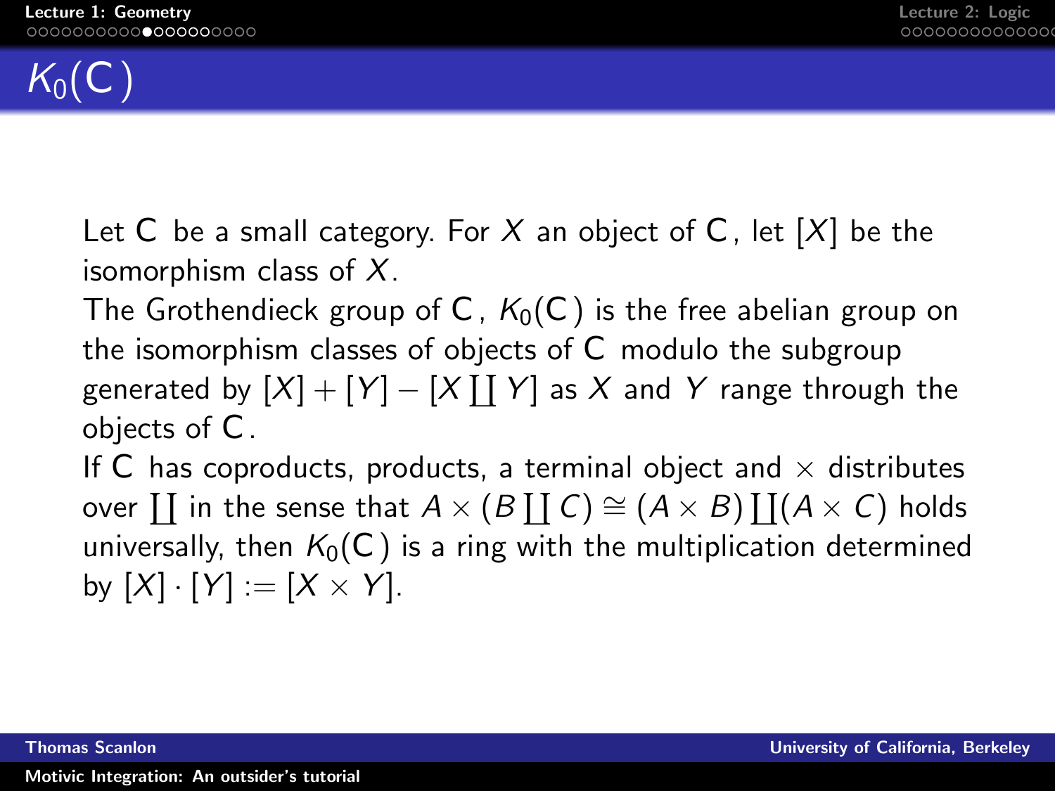# $K_0(\mathsf{C})$

Let $\mathsf{C}$ be a small category. For $X$ an object of $\mathsf{C}$, let $[X]$ be the isomorphism class of $X$.

The Grothendieck group of $\mathsf{C}$, $K_0(\mathsf{C})$ is the free abelian group on the isomorphism classes of objects of $\mathsf{C}$ modulo the subgroup generated by $[X] + [Y] - [X \coprod Y]$ as $X$ and $Y$ range through the objects of $\mathsf{C}$.

If $\mathsf{C}$ has coproducts, products, a terminal object and $\times$ distributes over $\coprod$ in the sense that $A \times (B \coprod C) \cong (A \times B) \coprod (A \times C)$ holds universally, then $K_0(\mathsf{C})$ is a ring with the multiplication determined by $[X] \cdot [Y] := [X \times Y]$.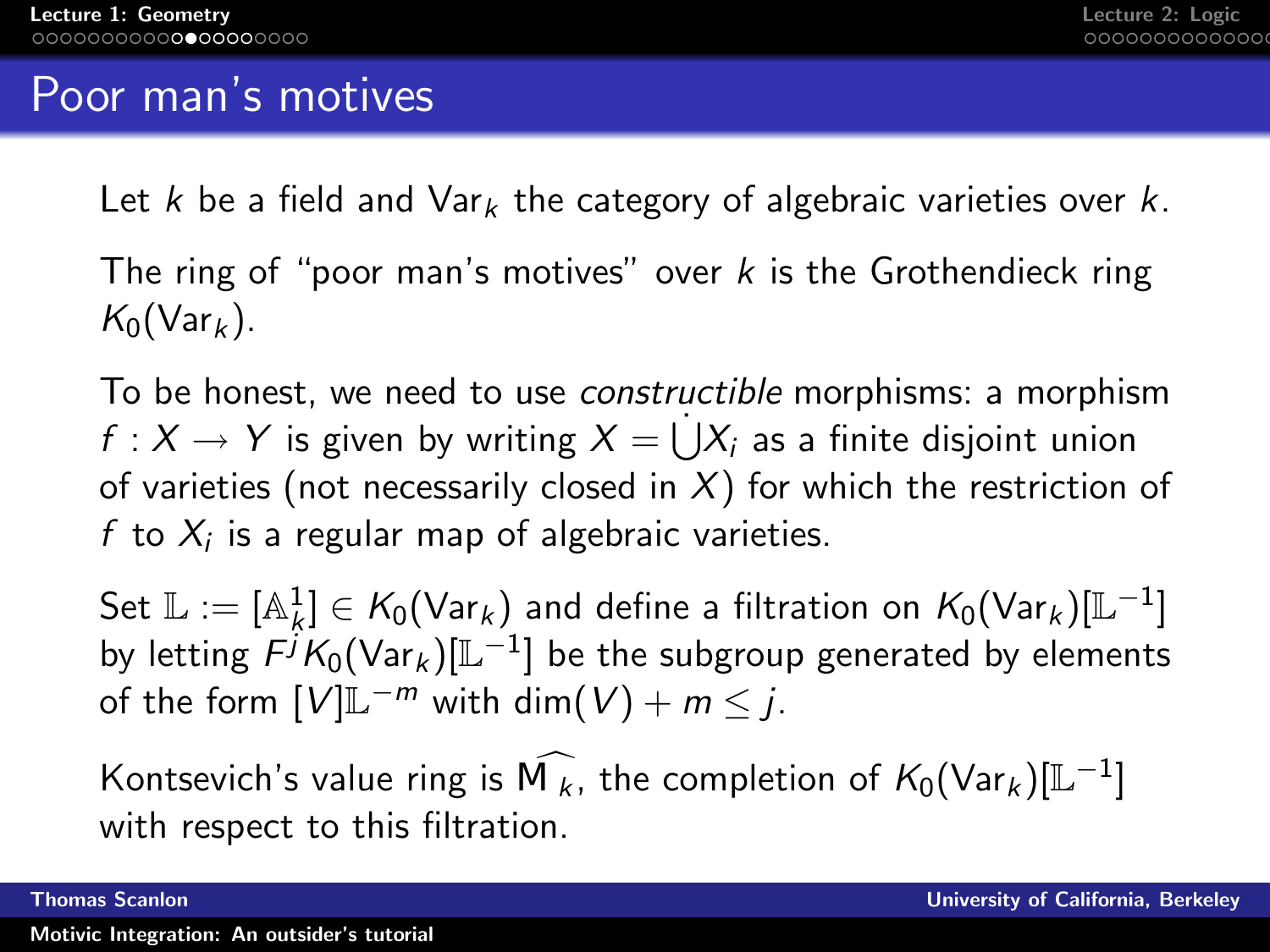# Poor man's motives

Let $k$ be a field and $\mathrm{Var}_k$ the category of algebraic varieties over $k$.

The ring of "poor man's motives" over $k$ is the Grothendieck ring $K_0(\mathrm{Var}_k)$.

To be honest, we need to use *constructible* morphisms: a morphism $f : X \to Y$ is given by writing $X = \dot{\bigcup} X_i$ as a finite disjoint union of varieties (not necessarily closed in $X$) for which the restriction of $f$ to $X_i$ is a regular map of algebraic varieties.

Set $\mathbb{L} := [\mathbb{A}^1_k] \in K_0(\mathrm{Var}_k)$ and define a filtration on $K_0(\mathrm{Var}_k)[\mathbb{L}^{-1}]$ by letting $F^j K_0(\mathrm{Var}_k)[\mathbb{L}^{-1}]$ be the subgroup generated by elements of the form $[V]\mathbb{L}^{-m}$ with $\dim(V) + m \leq j$.

Kontsevich's value ring is $\widehat{\mathrm{M}_k}$, the completion of $K_0(\mathrm{Var}_k)[\mathbb{L}^{-1}]$ with respect to this filtration.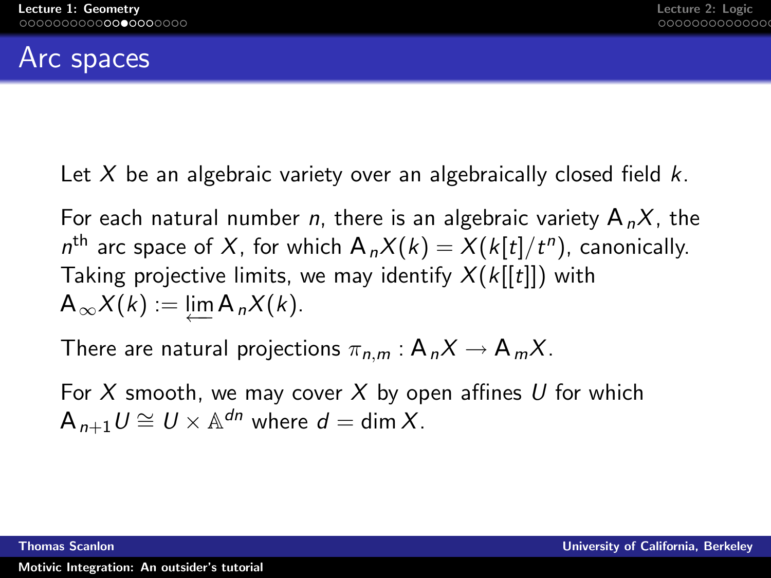## Arc spaces

Let $X$ be an algebraic variety over an algebraically closed field $k$.

For each natural number $n$, there is an algebraic variety $\mathrm{A}_n X$, the $n^{\text{th}}$ arc space of $X$, for which $\mathrm{A}_n X(k) = X(k[t]/t^n)$, canonically. Taking projective limits, we may identify $X(k[[t]])$ with $\mathrm{A}_\infty X(k) := \varprojlim \mathrm{A}_n X(k)$.

There are natural projections $\pi_{n,m} : \mathrm{A}_n X \to \mathrm{A}_m X$.

For $X$ smooth, we may cover $X$ by open affines $U$ for which $\mathrm{A}_{n+1} U \cong U \times \mathbb{A}^{dn}$ where $d = \dim X$.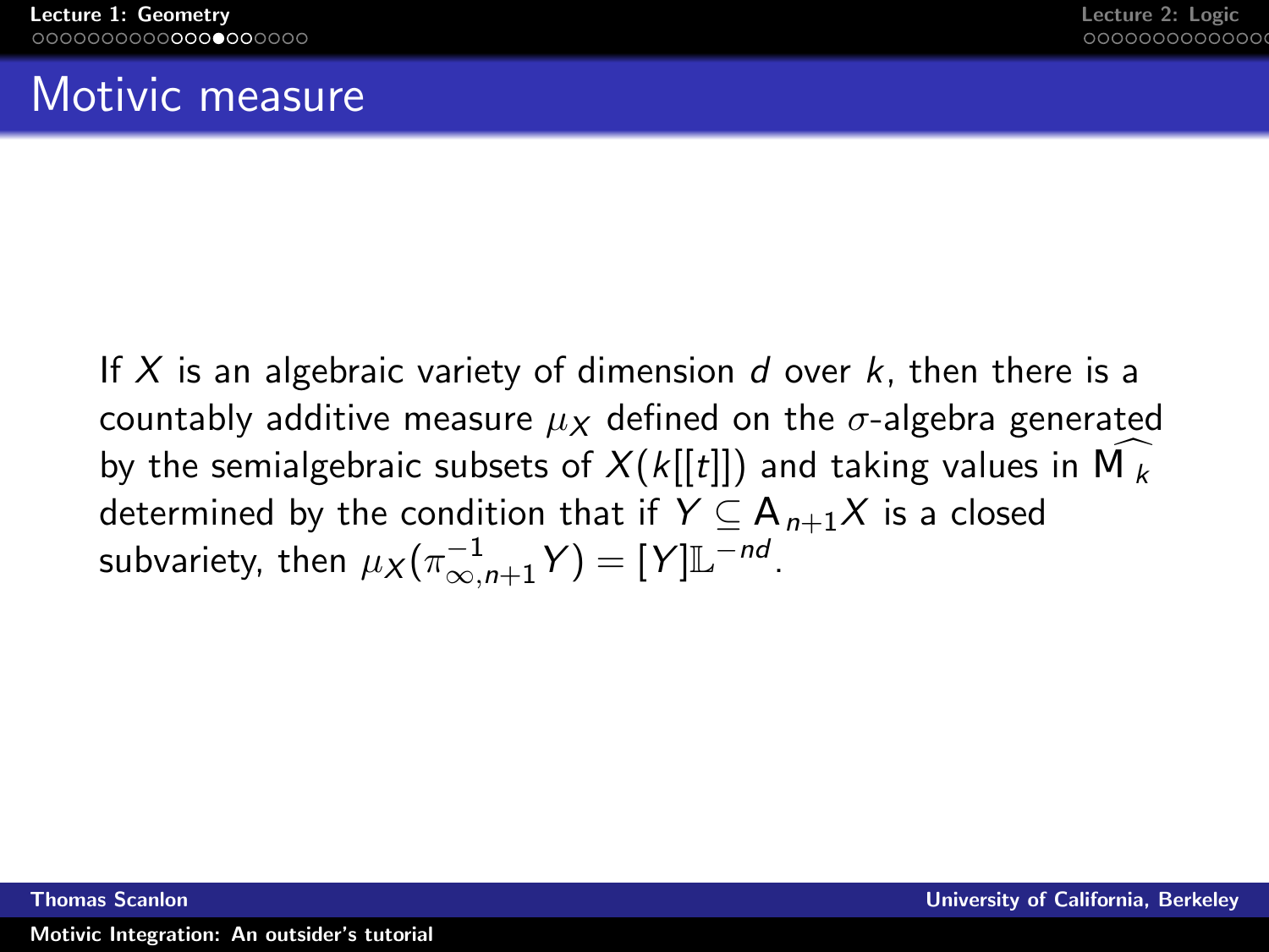# Motivic measure

If $X$ is an algebraic variety of dimension $d$ over $k$, then there is a countably additive measure $\mu_X$ defined on the $\sigma$-algebra generated by the semialgebraic subsets of $X(k[[t]])$ and taking values in $\widehat{\mathsf{M}_k}$ determined by the condition that if $Y \subseteq \mathsf{A}_{n+1}X$ is a closed subvariety, then $\mu_X(\pi_{\infty,n+1}^{-1} Y) = [Y]\mathbb{L}^{-nd}$.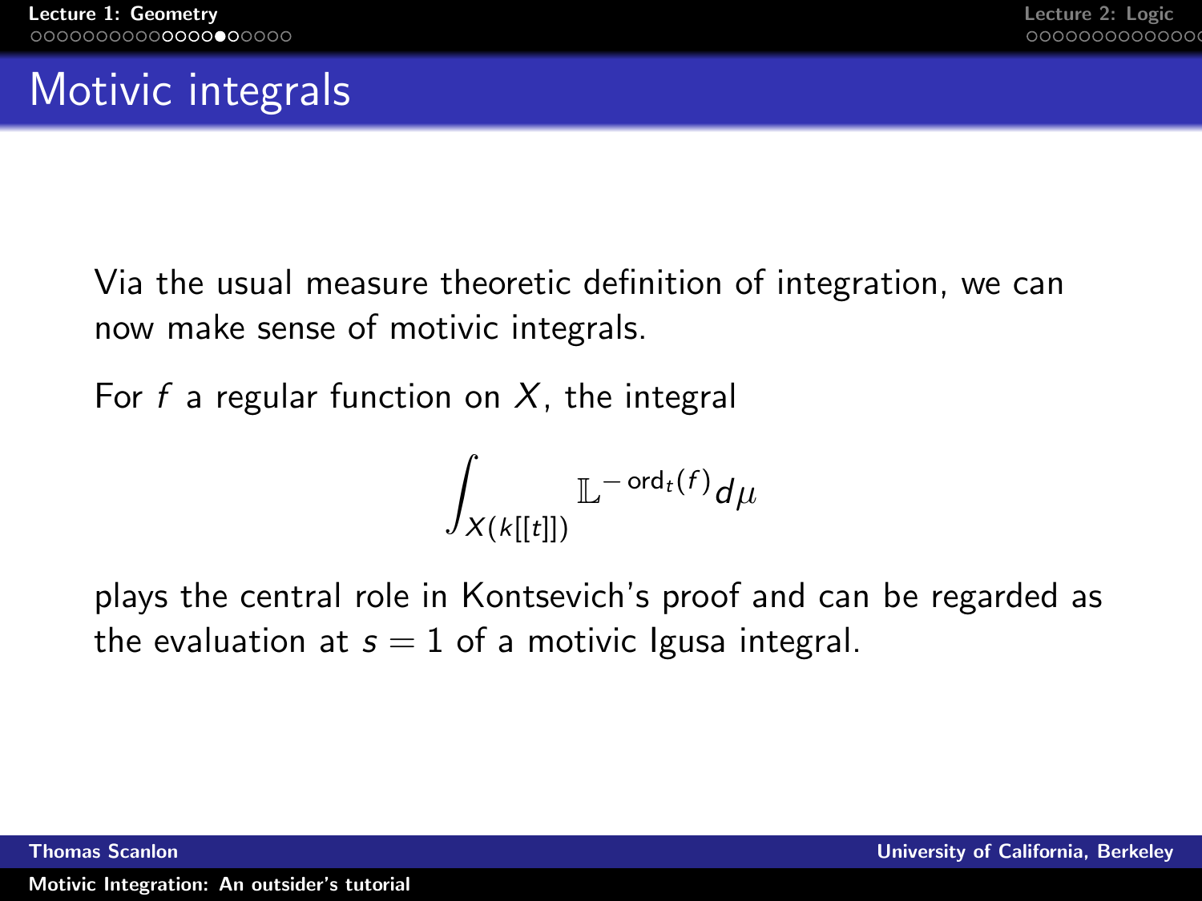# Motivic integrals

Via the usual measure theoretic definition of integration, we can now make sense of motivic integrals.

For $f$ a regular function on $X$, the integral

$$\int_{X(k[[t]])} \mathbb{L}^{-\operatorname{ord}_t(f)} d\mu$$

plays the central role in Kontsevich's proof and can be regarded as the evaluation at $s = 1$ of a motivic Igusa integral.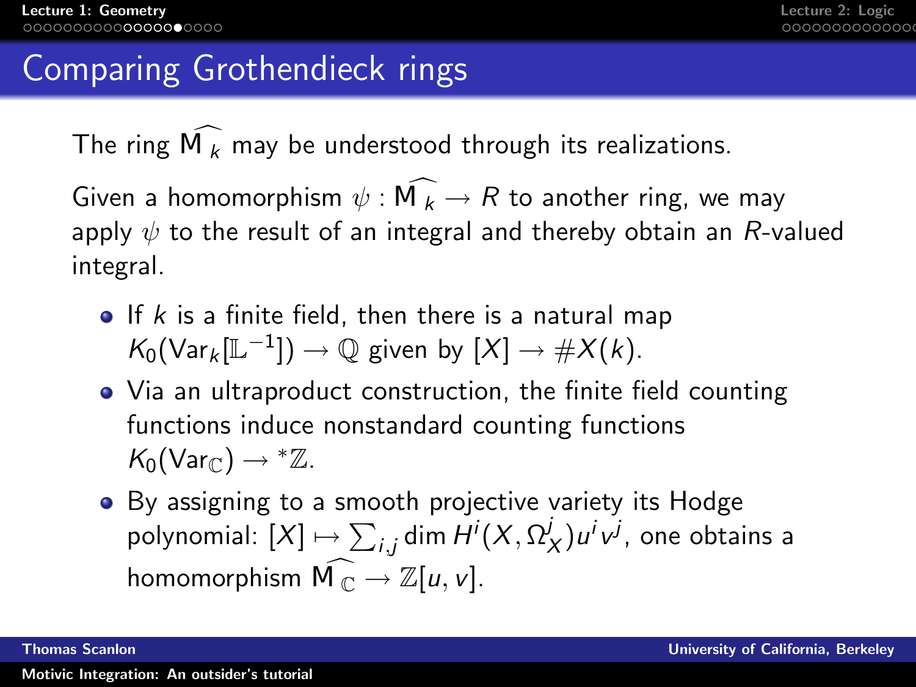# Comparing Grothendieck rings

The ring $\widehat{\mathrm{M}}_k$ may be understood through its realizations.

Given a homomorphism $\psi : \widehat{\mathrm{M}}_k \to R$ to another ring, we may apply $\psi$ to the result of an integral and thereby obtain an $R$-valued integral.

- If $k$ is a finite field, then there is a natural map $K_0(\mathrm{Var}_k[\mathbb{L}^{-1}]) \to \mathbb{Q}$ given by $[X] \to \#X(k)$.
- Via an ultraproduct construction, the finite field counting functions induce nonstandard counting functions $K_0(\mathrm{Var}_{\mathbb{C}}) \to {}^*\mathbb{Z}$.
- By assigning to a smooth projective variety its Hodge polynomial: $[X] \mapsto \sum_{i,j} \dim H^i(X, \Omega_X^j) u^i v^j$, one obtains a homomorphism $\widehat{\mathrm{M}}_{\mathbb{C}} \to \mathbb{Z}[u, v]$.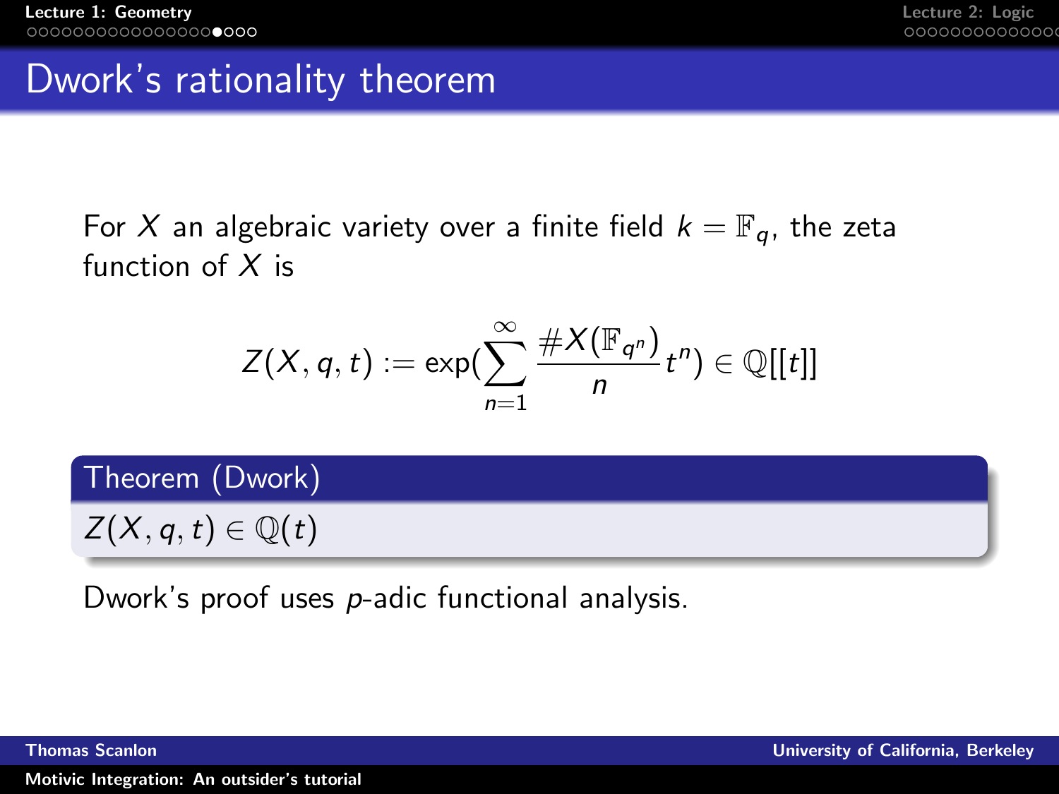## Dwork's rationality theorem

For $X$ an algebraic variety over a finite field $k = \mathbb{F}_q$, the zeta function of $X$ is

$$Z(X, q, t) := \exp(\sum_{n=1}^{\infty} \frac{\#X(\mathbb{F}_{q^n})}{n} t^n) \in \mathbb{Q}[[t]]$$

**Theorem (Dwork)**

$Z(X, q, t) \in \mathbb{Q}(t)$

Dwork's proof uses $p$-adic functional analysis.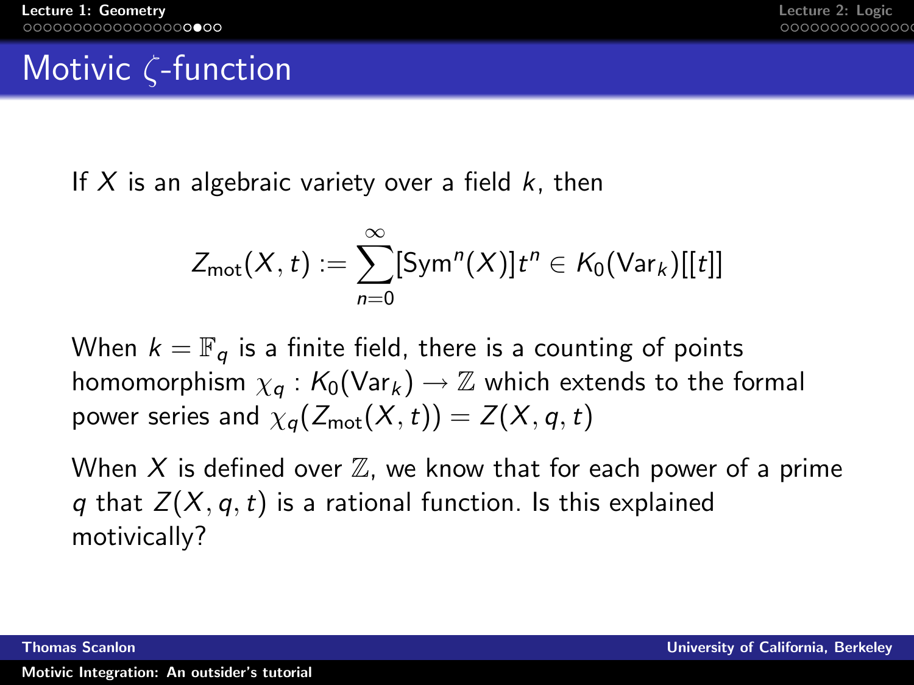# Motivic $\zeta$-function

If $X$ is an algebraic variety over a field $k$, then

$$Z_{\mathrm{mot}}(X, t) := \sum_{n=0}^{\infty} [\mathrm{Sym}^n(X)] t^n \in K_0(\mathrm{Var}_k)[[t]]$$

When $k = \mathbb{F}_q$ is a finite field, there is a counting of points homomorphism $\chi_q : K_0(\mathrm{Var}_k) \to \mathbb{Z}$ which extends to the formal power series and $\chi_q(Z_{\mathrm{mot}}(X, t)) = Z(X, q, t)$

When $X$ is defined over $\mathbb{Z}$, we know that for each power of a prime $q$ that $Z(X, q, t)$ is a rational function. Is this explained motivically?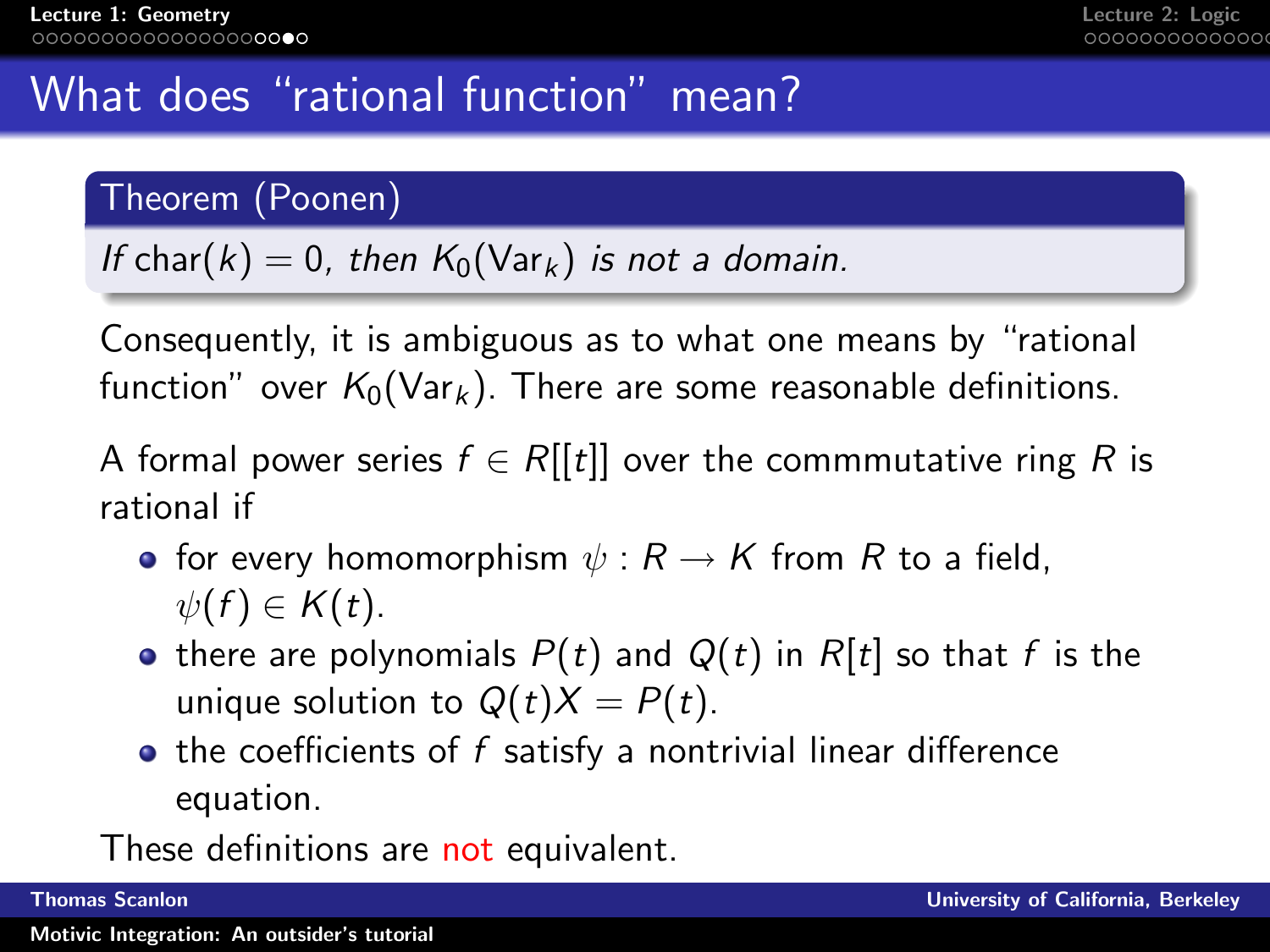# What does "rational function" mean?

**Theorem (Poonen)**

*If* $\mathrm{char}(k) = 0$, *then* $K_0(\mathrm{Var}_k)$ *is not a domain.*

Consequently, it is ambiguous as to what one means by "rational function" over $K_0(\mathrm{Var}_k)$. There are some reasonable definitions.

A formal power series $f \in R[[t]]$ over the commmutative ring $R$ is rational if

- for every homomorphism $\psi : R \to K$ from $R$ to a field, $\psi(f) \in K(t)$.
- there are polynomials $P(t)$ and $Q(t)$ in $R[t]$ so that $f$ is the unique solution to $Q(t)X = P(t)$.
- the coefficients of $f$ satisfy a nontrivial linear difference equation.

These definitions are not equivalent.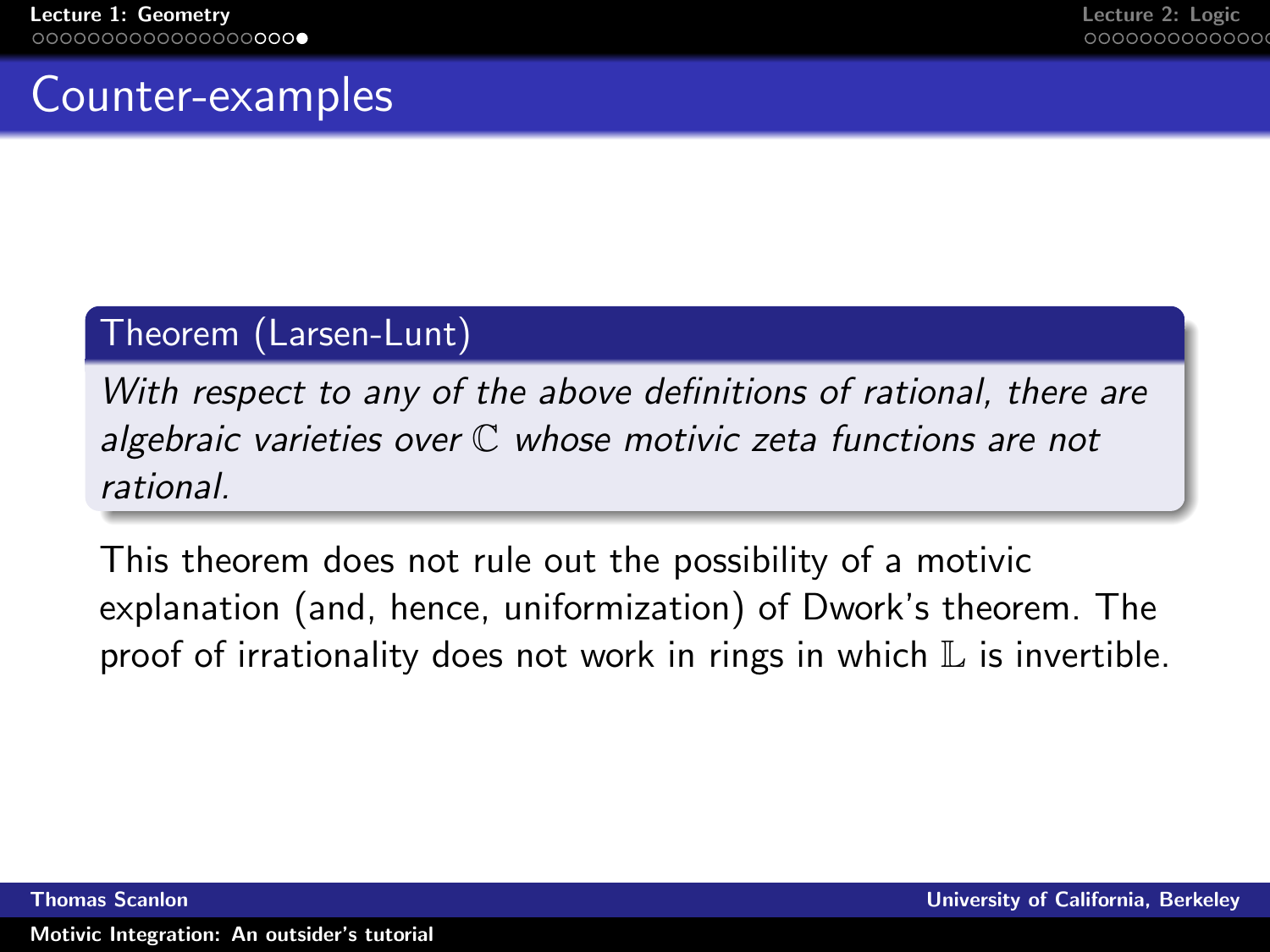# Counter-examples

**Theorem (Larsen-Lunt)**

*With respect to any of the above definitions of rational, there are algebraic varieties over $\mathbb{C}$ whose motivic zeta functions are not rational.*

This theorem does not rule out the possibility of a motivic explanation (and, hence, uniformization) of Dwork's theorem. The proof of irrationality does not work in rings in which $\mathbb{L}$ is invertible.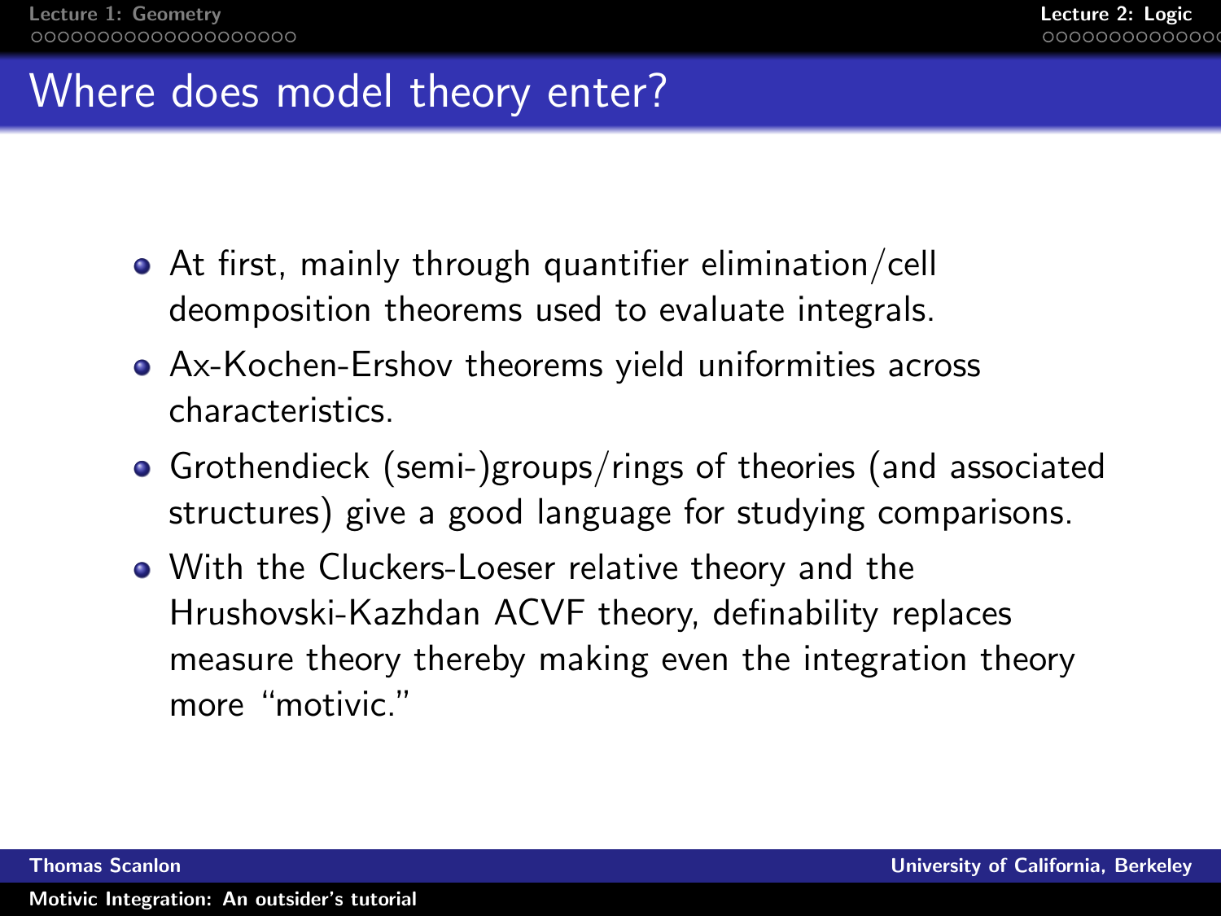# Where does model theory enter?

- At first, mainly through quantifier elimination/cell deomposition theorems used to evaluate integrals.
- Ax-Kochen-Ershov theorems yield uniformities across characteristics.
- Grothendieck (semi-)groups/rings of theories (and associated structures) give a good language for studying comparisons.
- With the Cluckers-Loeser relative theory and the Hrushovski-Kazhdan ACVF theory, definability replaces measure theory thereby making even the integration theory more "motivic."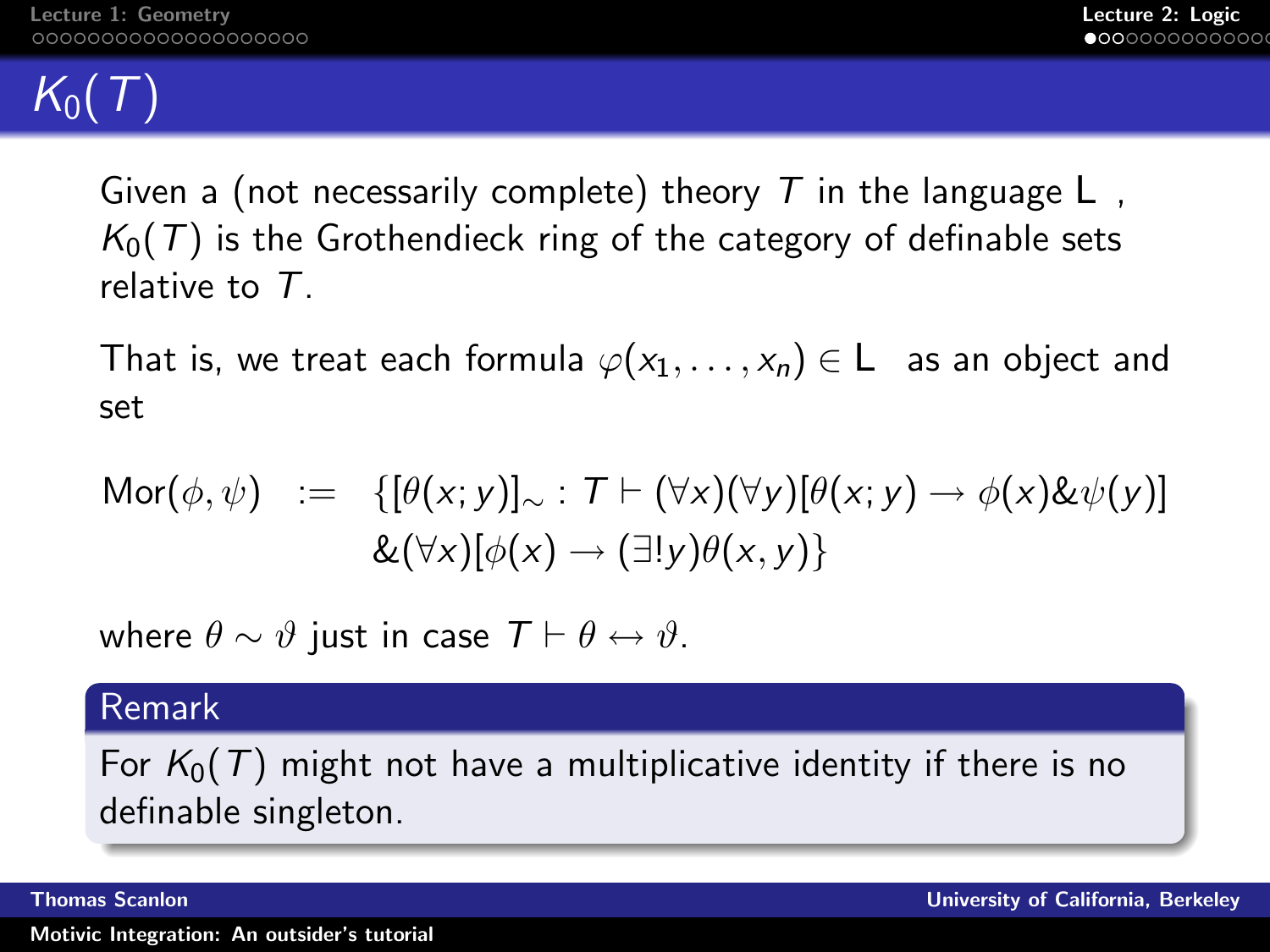# $K_0(T)$

Given a (not necessarily complete) theory $T$ in the language L , $K_0(T)$ is the Grothendieck ring of the category of definable sets relative to $T$.

That is, we treat each formula $\varphi(x_1, \ldots, x_n) \in \mathrm{L}$ as an object and set

$$\begin{aligned}\mathrm{Mor}(\phi, \psi) \quad := \quad & \{[\theta(x;y)]_\sim : T \vdash (\forall x)(\forall y)[\theta(x;y) \rightarrow \phi(x) \& \psi(y)] \\ & \&(\forall x)[\phi(x) \rightarrow (\exists! y)\theta(x,y)\}\end{aligned}$$

where $\theta \sim \vartheta$ just in case $T \vdash \theta \leftrightarrow \vartheta$.

**Remark**

For $K_0(T)$ might not have a multiplicative identity if there is no definable singleton.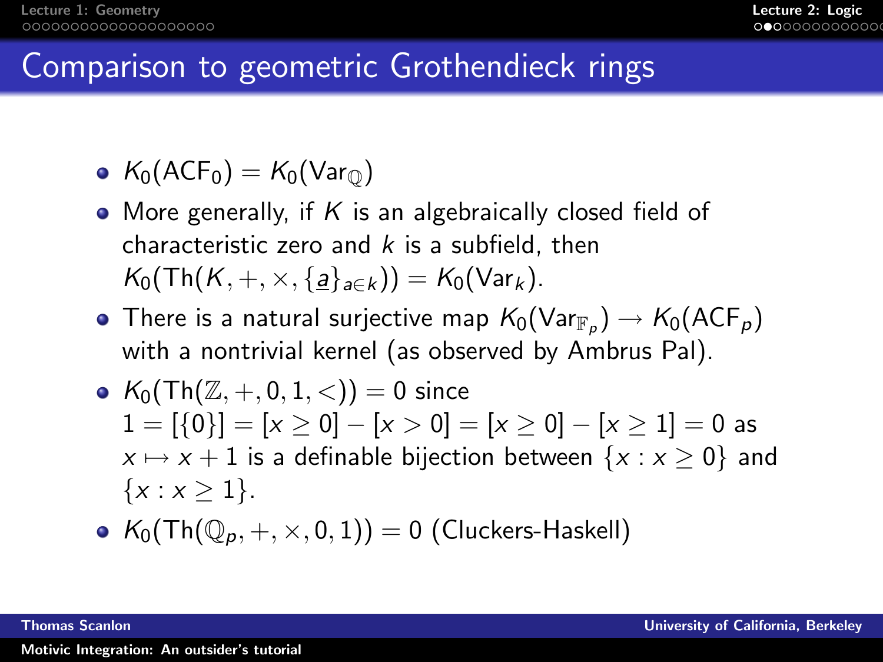# Comparison to geometric Grothendieck rings

- $K_0(\mathrm{ACF}_0) = K_0(\mathrm{Var}_{\mathbb{Q}})$
- More generally, if $K$ is an algebraically closed field of characteristic zero and $k$ is a subfield, then $K_0(\mathrm{Th}(K, +, \times, \{\underline{a}\}_{a \in k})) = K_0(\mathrm{Var}_k)$.
- There is a natural surjective map $K_0(\mathrm{Var}_{\mathbb{F}_p}) \to K_0(\mathrm{ACF}_p)$ with a nontrivial kernel (as observed by Ambrus Pal).
- $K_0(\mathrm{Th}(\mathbb{Z}, +, 0, 1, <)) = 0$ since $1 = [\{0\}] = [x \geq 0] - [x > 0] = [x \geq 0] - [x \geq 1] = 0$ as $x \mapsto x + 1$ is a definable bijection between $\{x : x \geq 0\}$ and $\{x : x \geq 1\}$.
- $K_0(\mathrm{Th}(\mathbb{Q}_p, +, \times, 0, 1)) = 0$ (Cluckers-Haskell)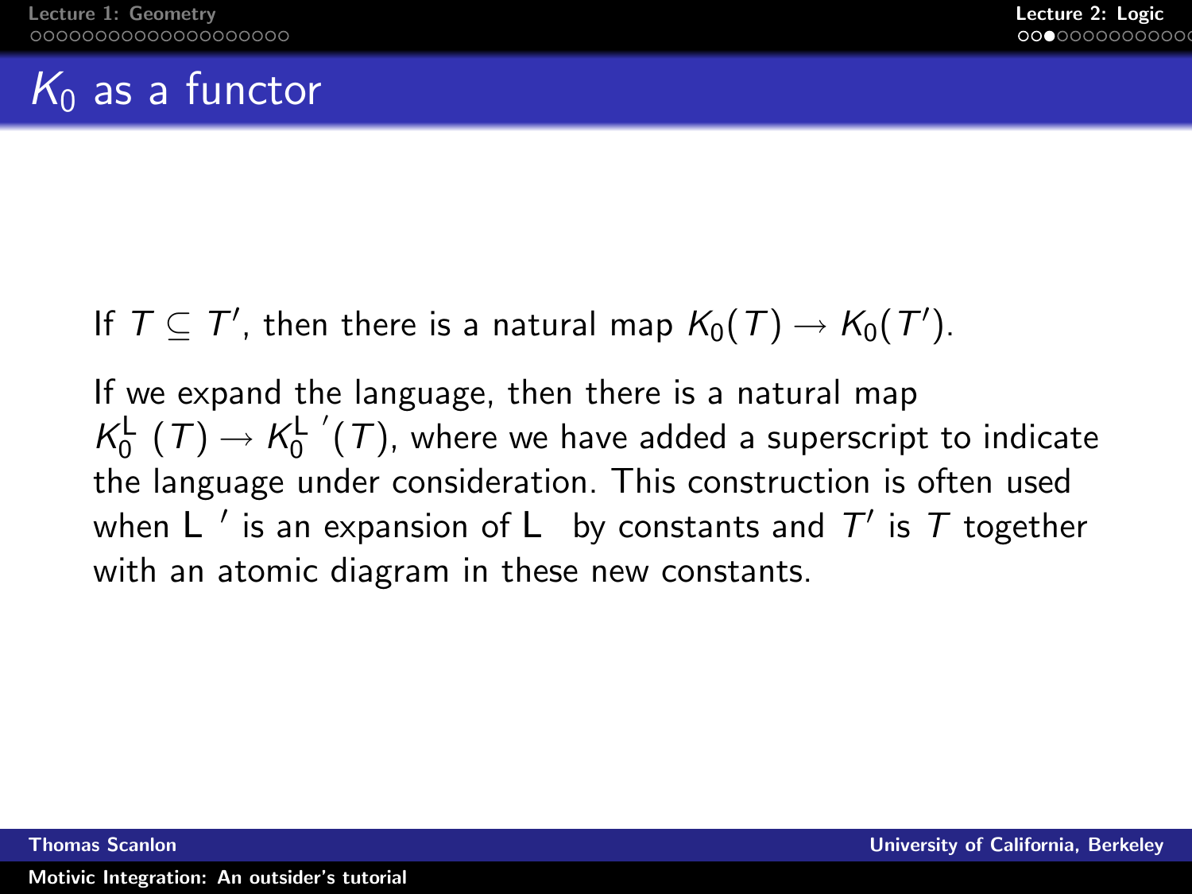# $K_0$ as a functor

If $T \subseteq T'$, then there is a natural map $K_0(T) \to K_0(T')$.

If we expand the language, then there is a natural map $K_0^{\mathsf{L}}(T) \to K_0^{\mathsf{L}'}(T)$, where we have added a superscript to indicate the language under consideration. This construction is often used when $\mathsf{L}'$ is an expansion of $\mathsf{L}$ by constants and $T'$ is $T$ together with an atomic diagram in these new constants.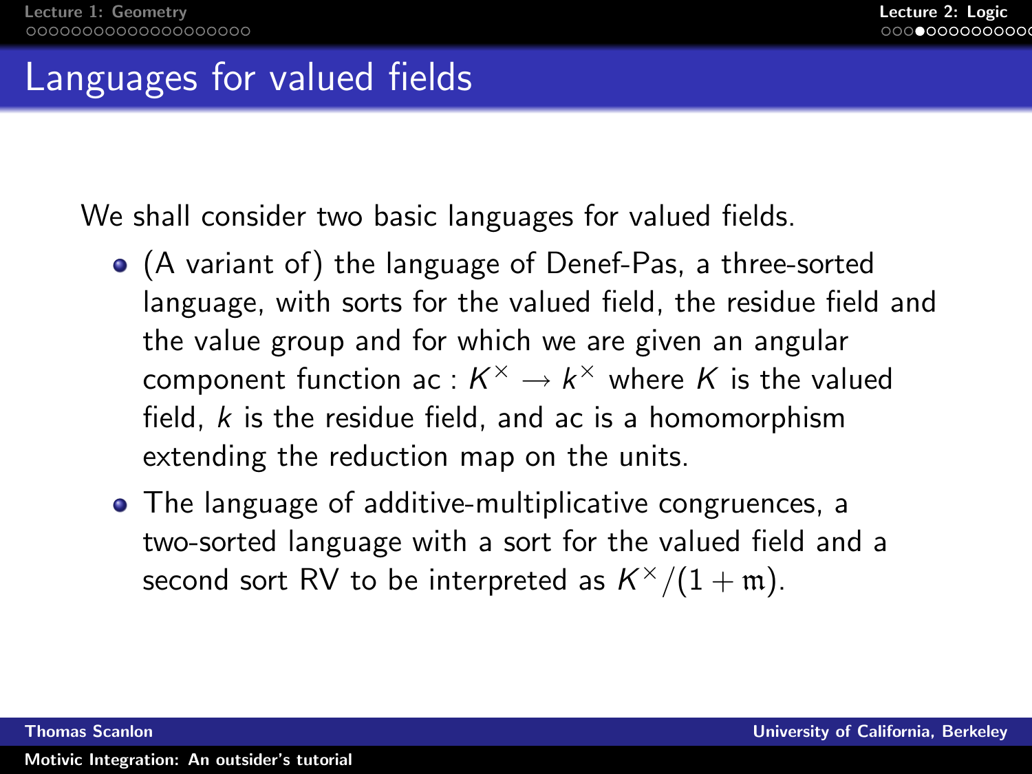# Languages for valued fields

We shall consider two basic languages for valued fields.

- (A variant of) the language of Denef-Pas, a three-sorted language, with sorts for the valued field, the residue field and the value group and for which we are given an angular component function $\mathrm{ac} : K^\times \to k^\times$ where $K$ is the valued field, $k$ is the residue field, and ac is a homomorphism extending the reduction map on the units.
- The language of additive-multiplicative congruences, a two-sorted language with a sort for the valued field and a second sort RV to be interpreted as $K^\times/(1 + \mathfrak{m})$.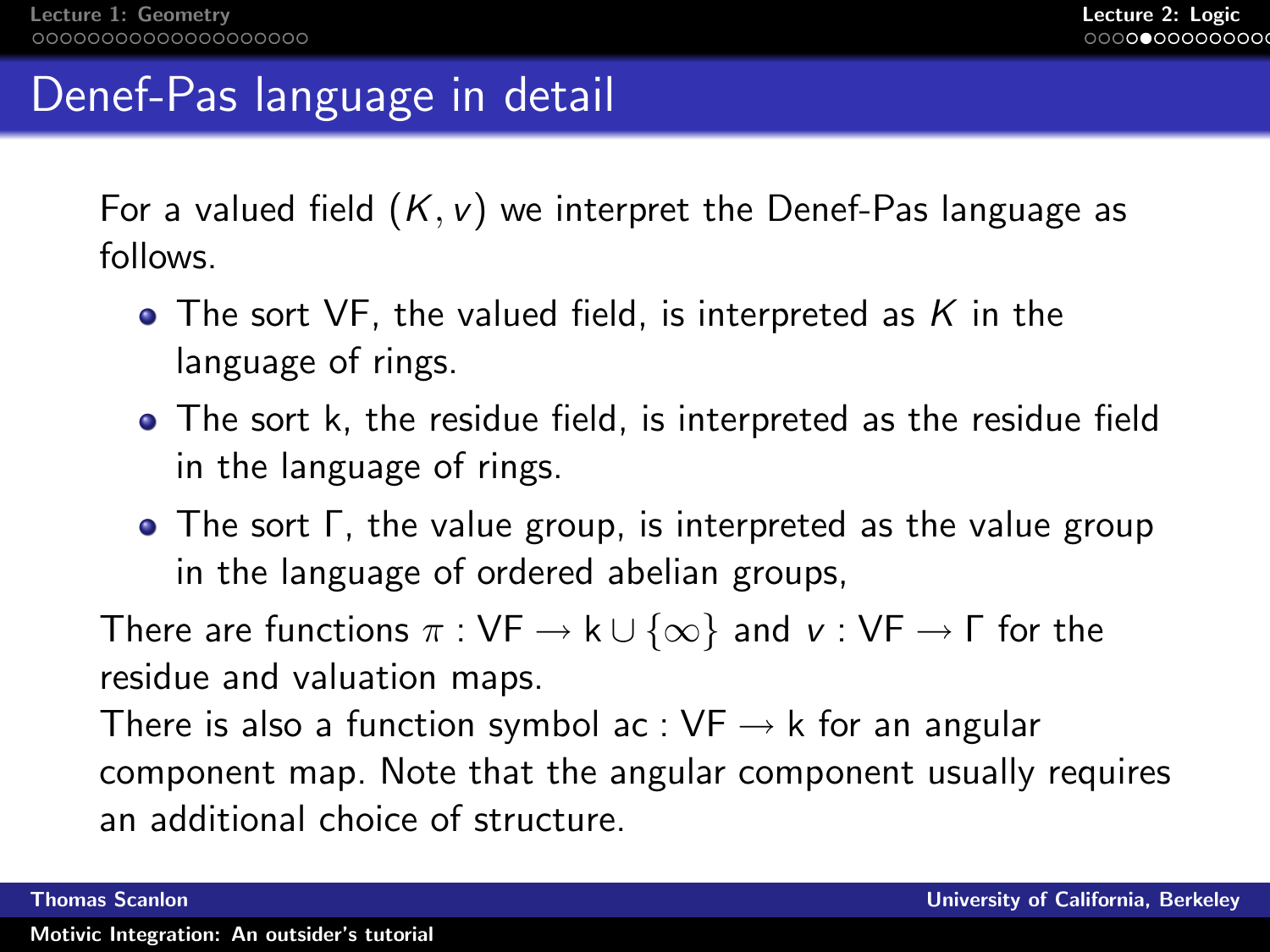# Denef-Pas language in detail

For a valued field $(K, v)$ we interpret the Denef-Pas language as follows.

- The sort VF, the valued field, is interpreted as $K$ in the language of rings.
- The sort k, the residue field, is interpreted as the residue field in the language of rings.
- The sort $\Gamma$, the value group, is interpreted as the value group in the language of ordered abelian groups,

There are functions $\pi : \mathrm{VF} \to \mathrm{k} \cup \{\infty\}$ and $v : \mathrm{VF} \to \Gamma$ for the residue and valuation maps.
There is also a function symbol $\mathrm{ac} : \mathrm{VF} \to \mathrm{k}$ for an angular component map. Note that the angular component usually requires an additional choice of structure.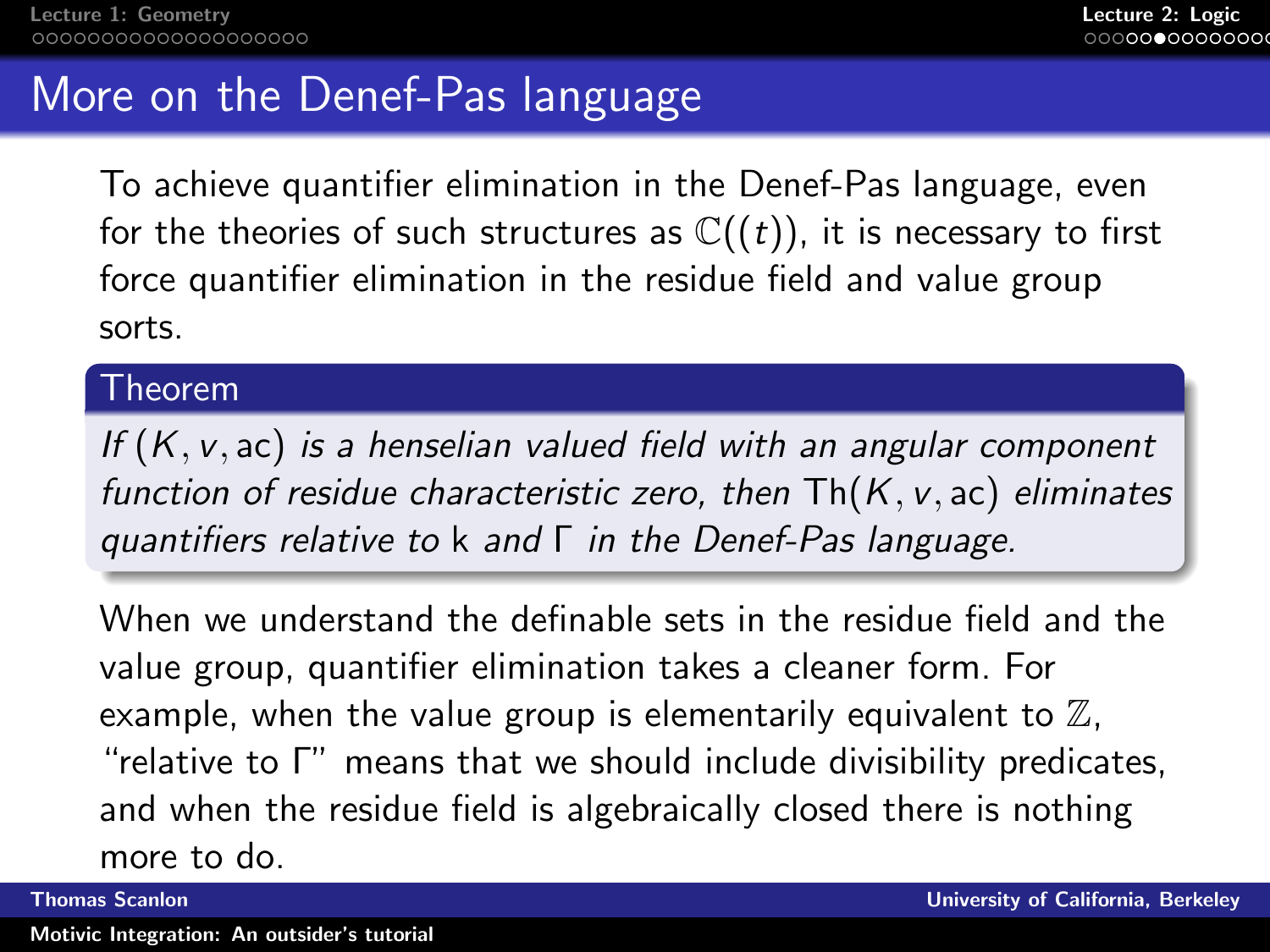# More on the Denef-Pas language

To achieve quantifier elimination in the Denef-Pas language, even for the theories of such structures as $\mathbb{C}((t))$, it is necessary to first force quantifier elimination in the residue field and value group sorts.

**Theorem**

*If $(K, v, \mathrm{ac})$ is a henselian valued field with an angular component function of residue characteristic zero, then $\mathrm{Th}(K, v, \mathrm{ac})$ eliminates quantifiers relative to $\mathrm{k}$ and $\Gamma$ in the Denef-Pas language.*

When we understand the definable sets in the residue field and the value group, quantifier elimination takes a cleaner form. For example, when the value group is elementarily equivalent to $\mathbb{Z}$, "relative to $\Gamma$" means that we should include divisibility predicates, and when the residue field is algebraically closed there is nothing more to do.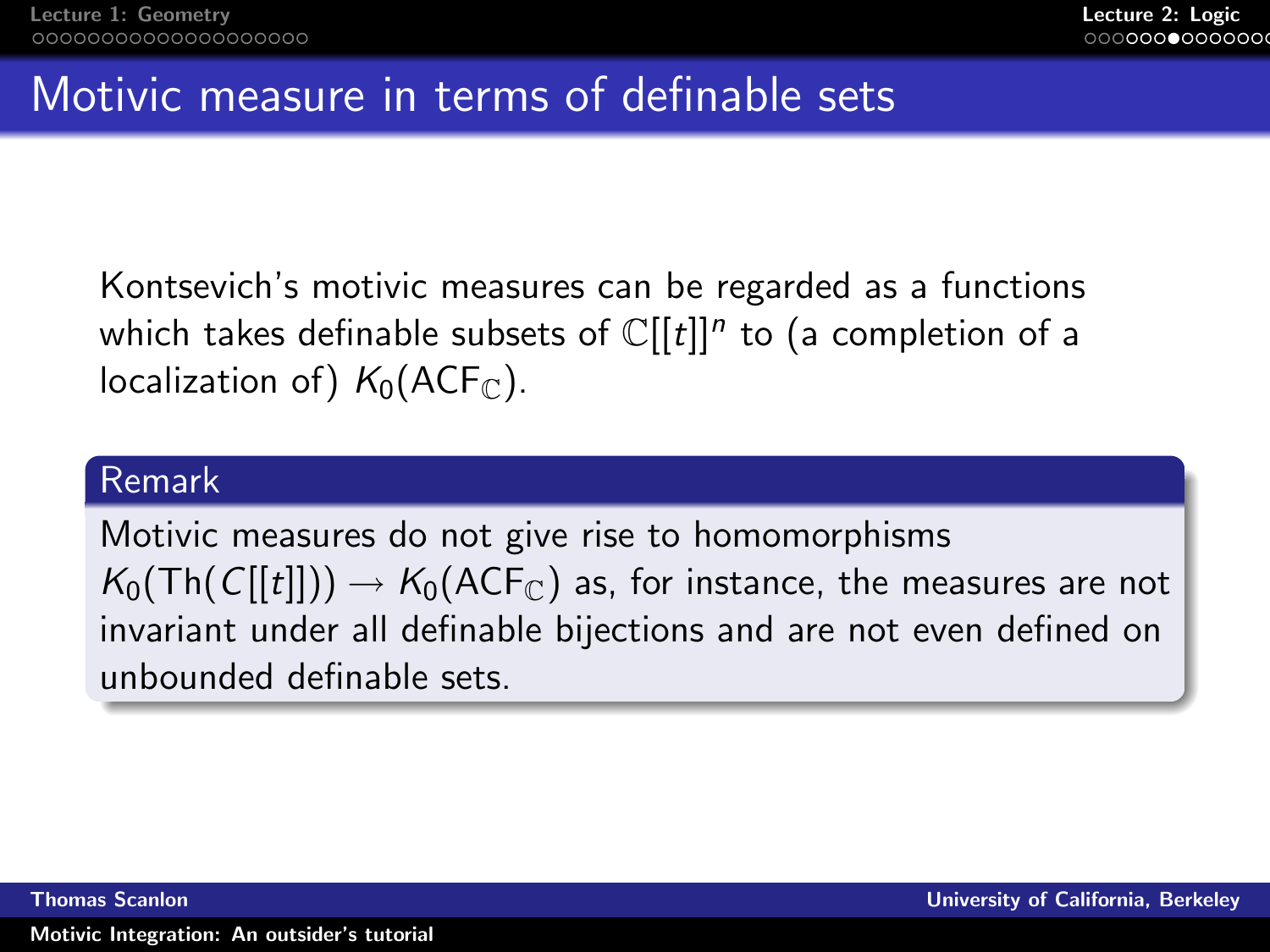# Motivic measure in terms of definable sets

Kontsevich's motivic measures can be regarded as a functions which takes definable subsets of $\mathbb{C}[[t]]^n$ to (a completion of a localization of) $K_0(\mathrm{ACF}_{\mathbb{C}})$.

**Remark**

Motivic measures do not give rise to homomorphisms $K_0(\mathrm{Th}(C[[t]])) \to K_0(\mathrm{ACF}_{\mathbb{C}})$ as, for instance, the measures are not invariant under all definable bijections and are not even defined on unbounded definable sets.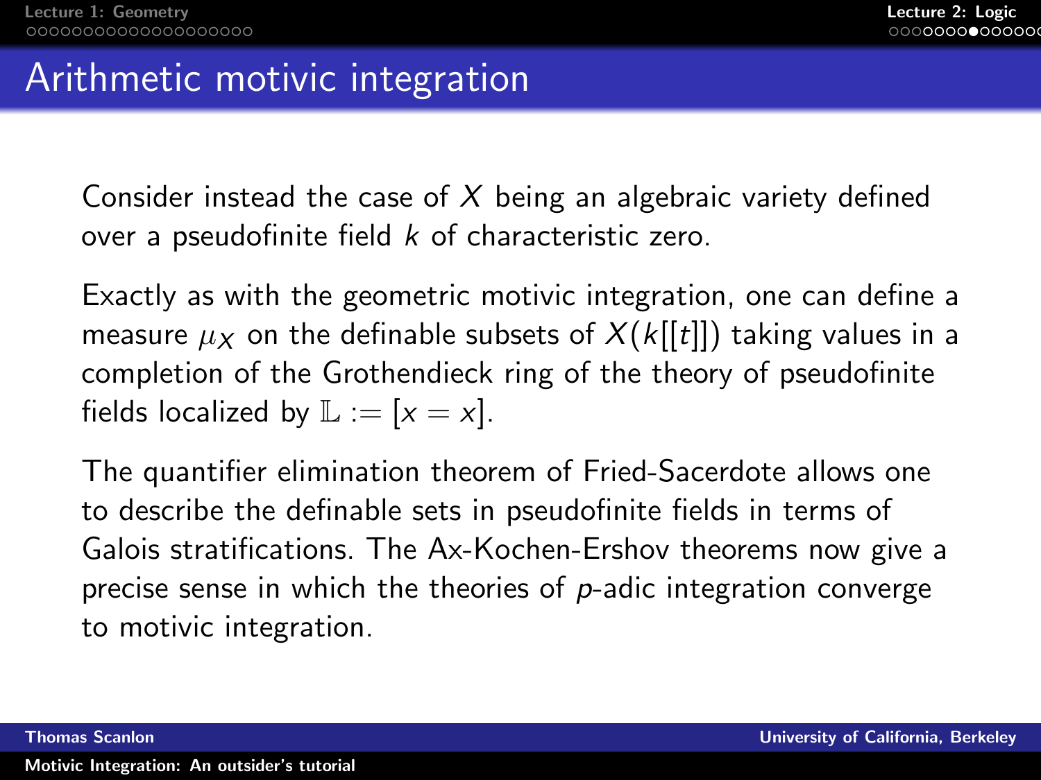# Arithmetic motivic integration

Consider instead the case of $X$ being an algebraic variety defined over a pseudofinite field $k$ of characteristic zero.

Exactly as with the geometric motivic integration, one can define a measure $\mu_X$ on the definable subsets of $X(k[[t]])$ taking values in a completion of the Grothendieck ring of the theory of pseudofinite fields localized by $\mathbb{L} := [x = x]$.

The quantifier elimination theorem of Fried-Sacerdote allows one to describe the definable sets in pseudofinite fields in terms of Galois stratifications. The Ax-Kochen-Ershov theorems now give a precise sense in which the theories of $p$-adic integration converge to motivic integration.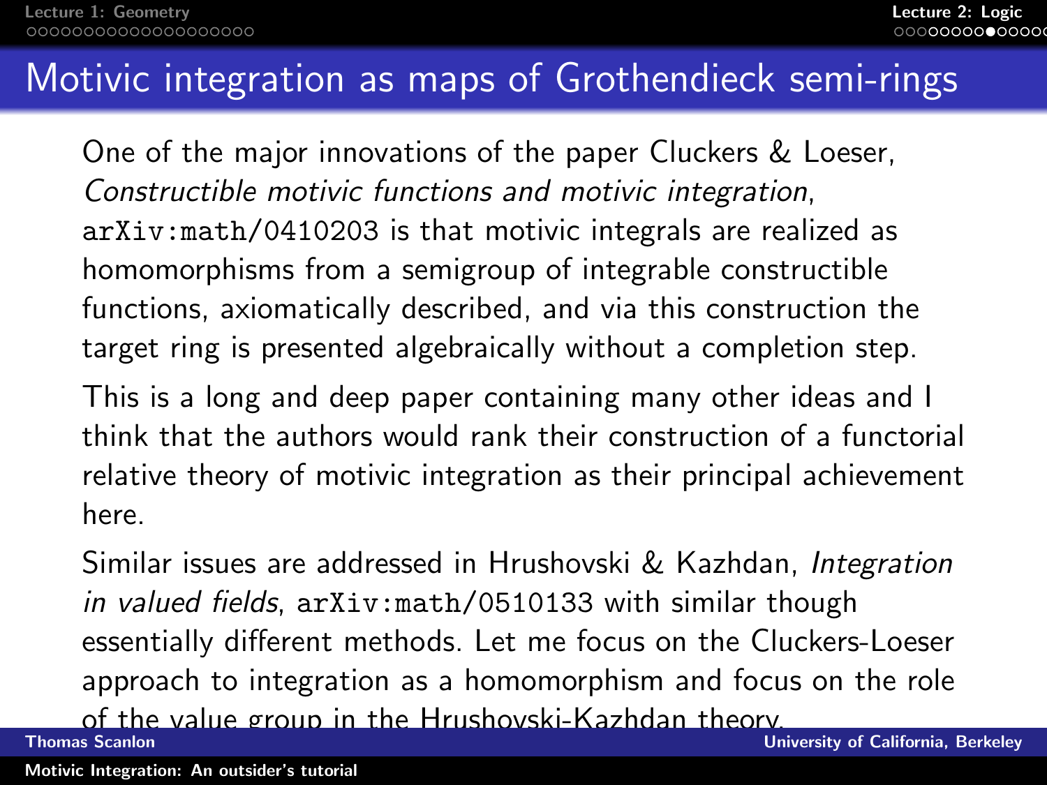# Motivic integration as maps of Grothendieck semi-rings

One of the major innovations of the paper Cluckers & Loeser, *Constructible motivic functions and motivic integration*, `arXiv:math/0410203` is that motivic integrals are realized as homomorphisms from a semigroup of integrable constructible functions, axiomatically described, and via this construction the target ring is presented algebraically without a completion step.

This is a long and deep paper containing many other ideas and I think that the authors would rank their construction of a functorial relative theory of motivic integration as their principal achievement here.

Similar issues are addressed in Hrushovski & Kazhdan, *Integration in valued fields*, `arXiv:math/0510133` with similar though essentially different methods. Let me focus on the Cluckers-Loeser approach to integration as a homomorphism and focus on the role of the value group in the Hrushovski-Kazhdan theory.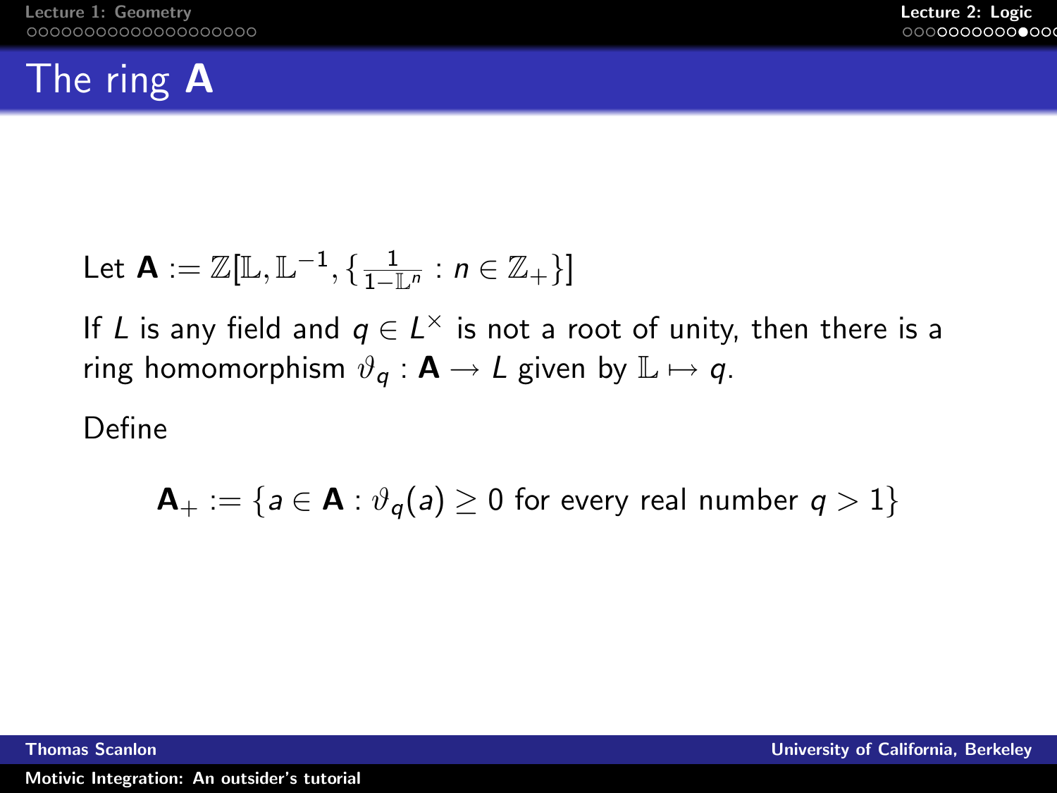# The ring **A**

Let $\mathbf{A} := \mathbb{Z}[\mathbb{L}, \mathbb{L}^{-1}, \{\frac{1}{1-\mathbb{L}^n} : n \in \mathbb{Z}_+\}]$

If $L$ is any field and $q \in L^\times$ is not a root of unity, then there is a ring homomorphism $\vartheta_q : \mathbf{A} \to L$ given by $\mathbb{L} \mapsto q$.

Define

$$\mathbf{A}_+ := \{a \in \mathbf{A} : \vartheta_q(a) \geq 0 \text{ for every real number } q > 1\}$$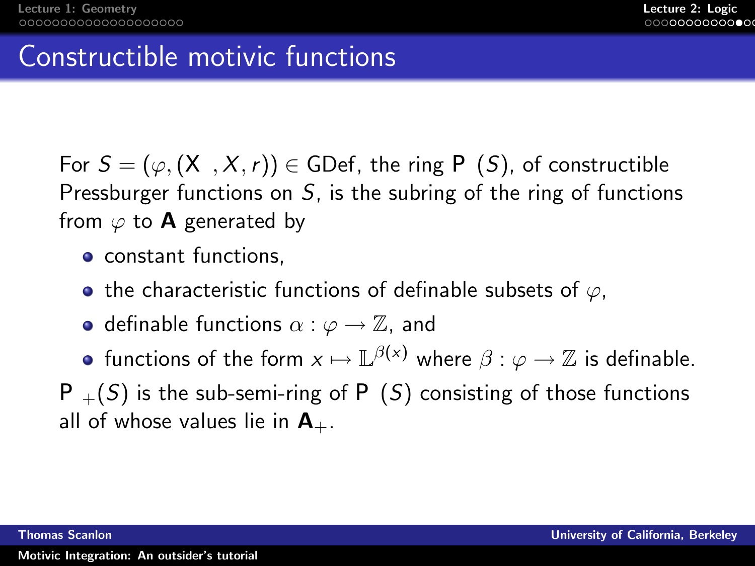## Constructible motivic functions

For $S = (\varphi, (\mathrm{X}\ \ , X, r)) \in \mathrm{GDef}$, the ring $\mathrm{P}\ \ (S)$, of constructible Pressburger functions on $S$, is the subring of the ring of functions from $\varphi$ to $\mathbf{A}$ generated by

- constant functions,
- the characteristic functions of definable subsets of $\varphi$,
- definable functions $\alpha : \varphi \to \mathbb{Z}$, and
- functions of the form $x \mapsto \mathbb{L}^{\beta(x)}$ where $\beta : \varphi \to \mathbb{Z}$ is definable.

$\mathrm{P}\ \ _{+}(S)$ is the sub-semi-ring of $\mathrm{P}\ \ (S)$ consisting of those functions all of whose values lie in $\mathbf{A}_{+}$.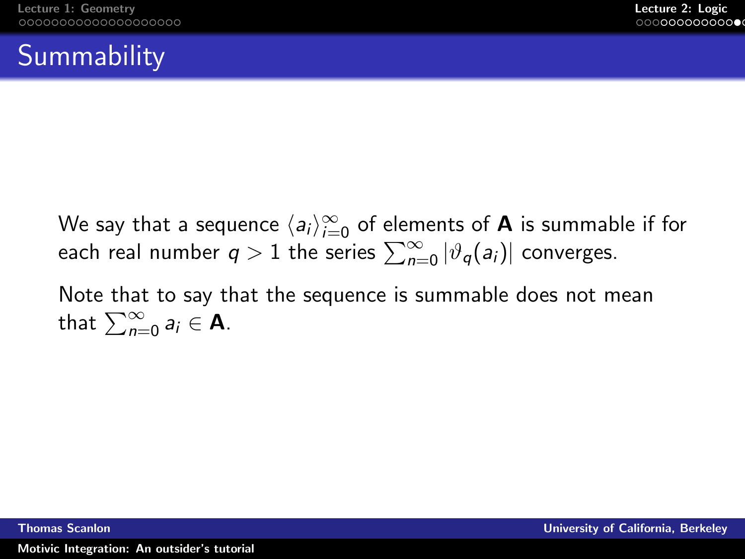# Summability

We say that a sequence $\langle a_i \rangle_{i=0}^{\infty}$ of elements of $\mathbf{A}$ is summable if for each real number $q > 1$ the series $\sum_{n=0}^{\infty} |\vartheta_q(a_i)|$ converges.

Note that to say that the sequence is summable does not mean that $\sum_{n=0}^{\infty} a_i \in \mathbf{A}$.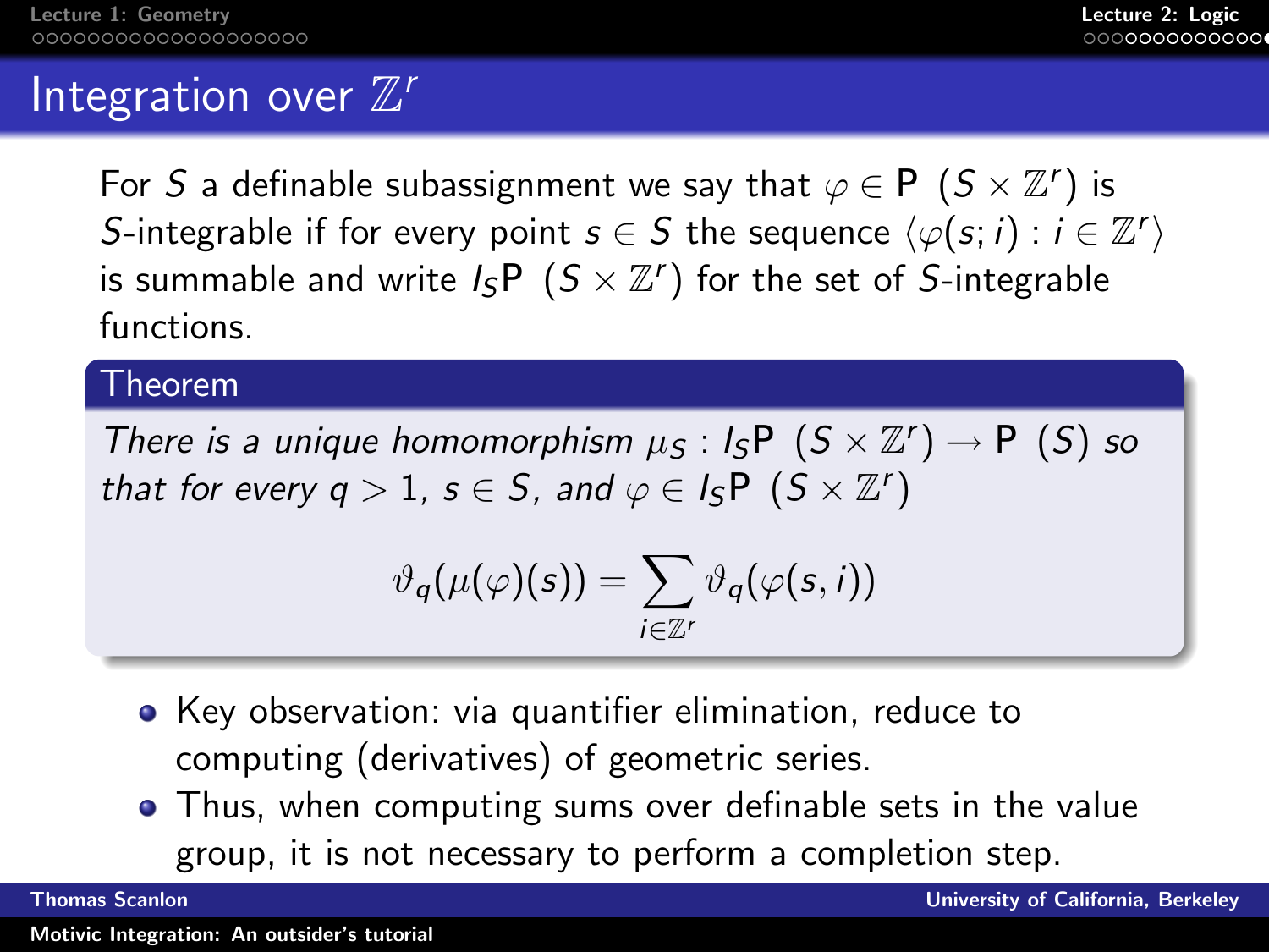# Integration over $\mathbb{Z}^r$

For $S$ a definable subassignment we say that $\varphi \in \mathrm{P}\ (S \times \mathbb{Z}^r)$ is $S$-integrable if for every point $s \in S$ the sequence $\langle \varphi(s; i) : i \in \mathbb{Z}^r \rangle$ is summable and write $I_S\mathrm{P}\ (S \times \mathbb{Z}^r)$ for the set of $S$-integrable functions.

**Theorem**

*There is a unique homomorphism $\mu_S : I_S\mathrm{P}\ (S \times \mathbb{Z}^r) \to \mathrm{P}\ (S)$ so that for every $q > 1$, $s \in S$, and $\varphi \in I_S\mathrm{P}\ (S \times \mathbb{Z}^r)$*

$$\vartheta_q(\mu(\varphi)(s)) = \sum_{i \in \mathbb{Z}^r} \vartheta_q(\varphi(s, i))$$

- Key observation: via quantifier elimination, reduce to computing (derivatives) of geometric series.
- Thus, when computing sums over definable sets in the value group, it is not necessary to perform a completion step.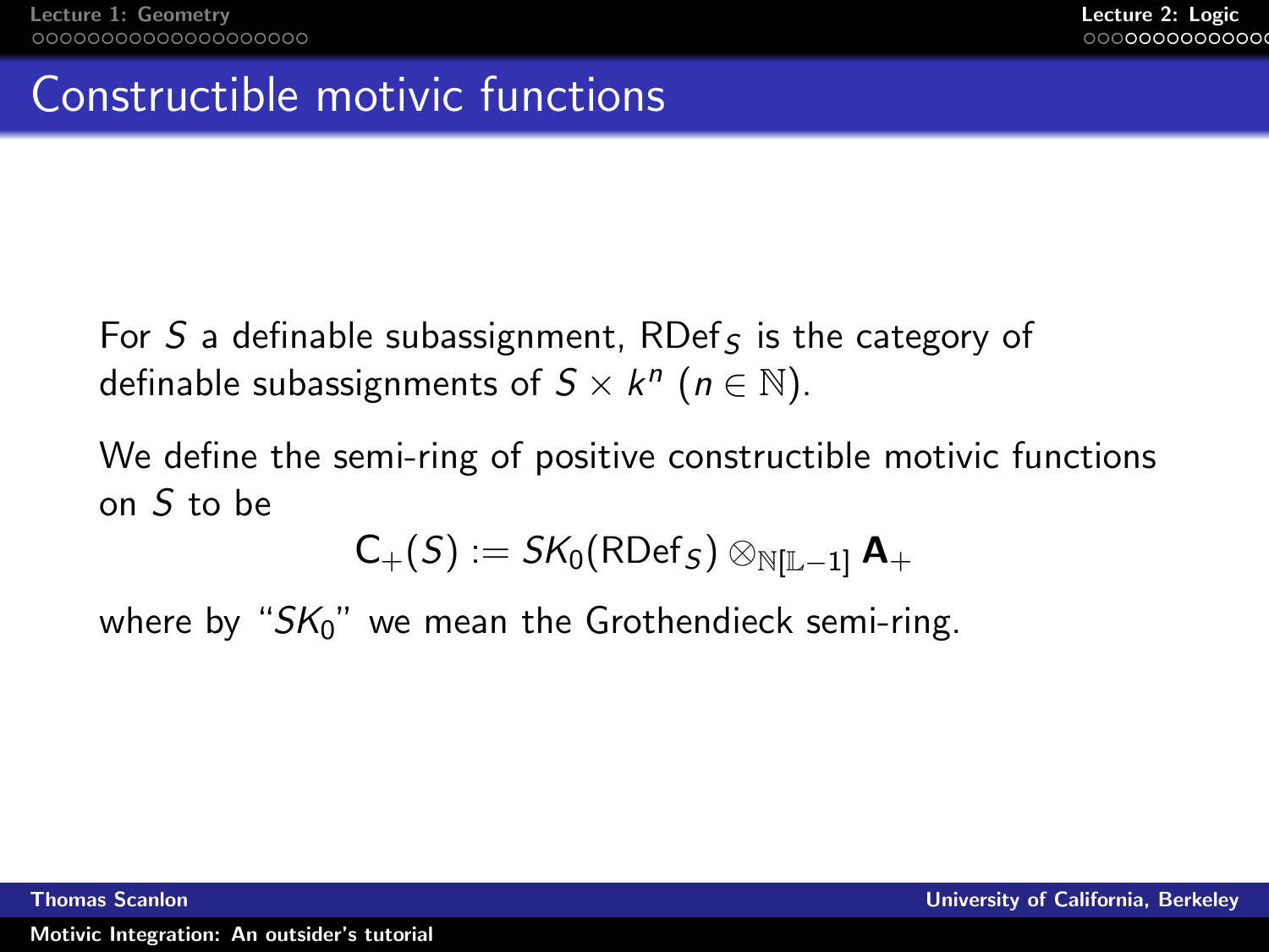# Constructible motivic functions

For $S$ a definable subassignment, $\mathrm{RDef}_S$ is the category of definable subassignments of $S \times k^n$ ($n \in \mathbb{N}$).

We define the semi-ring of positive constructible motivic functions on $S$ to be

$$\mathrm{C}_+(S) := SK_0(\mathrm{RDef}_S) \otimes_{\mathbb{N}[\mathbb{L}-1]} \mathbf{A}_+$$

where by "$SK_0$" we mean the Grothendieck semi-ring.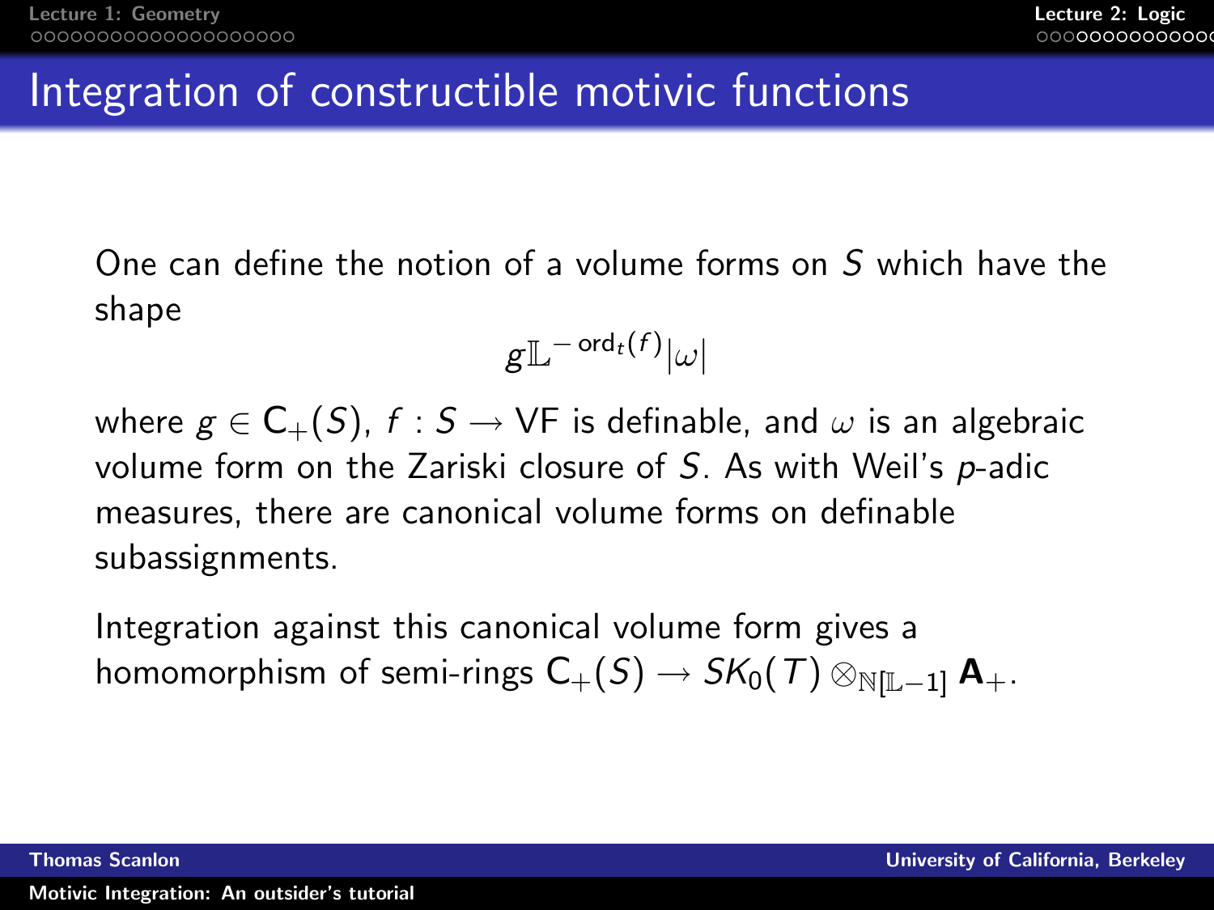# Integration of constructible motivic functions

One can define the notion of a volume forms on $S$ which have the shape

$$g\mathbb{L}^{-\operatorname{ord}_t(f)}|\omega|$$

where $g \in \mathrm{C}_+(S)$, $f : S \to \mathrm{VF}$ is definable, and $\omega$ is an algebraic volume form on the Zariski closure of $S$. As with Weil's $p$-adic measures, there are canonical volume forms on definable subassignments.

Integration against this canonical volume form gives a homomorphism of semi-rings $\mathrm{C}_+(S) \to SK_0(T) \otimes_{\mathbb{N}[\mathbb{L}-1]} \mathbf{A}_+$.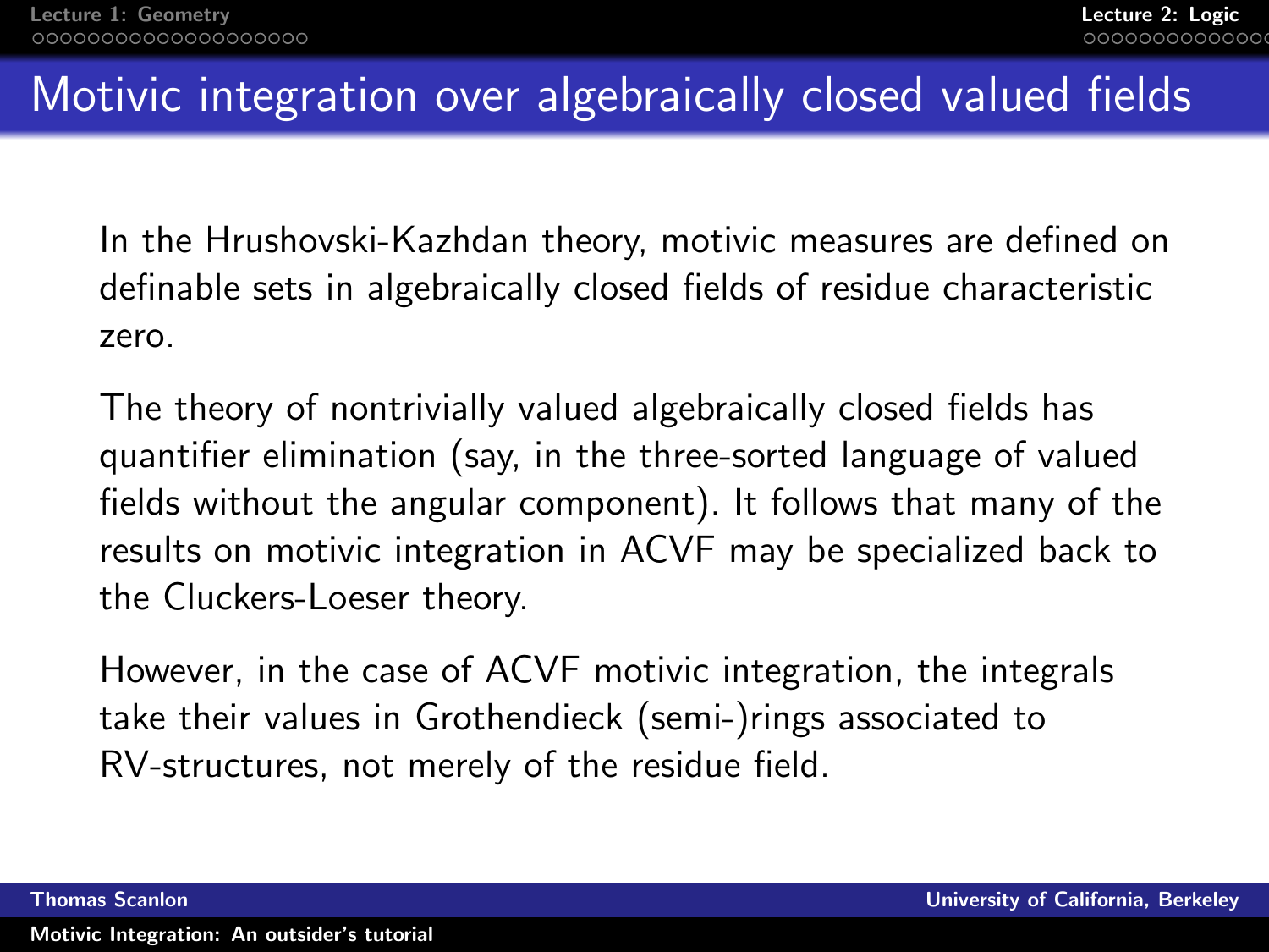# Motivic integration over algebraically closed valued fields

In the Hrushovski-Kazhdan theory, motivic measures are defined on definable sets in algebraically closed fields of residue characteristic zero.

The theory of nontrivially valued algebraically closed fields has quantifier elimination (say, in the three-sorted language of valued fields without the angular component). It follows that many of the results on motivic integration in ACVF may be specialized back to the Cluckers-Loeser theory.

However, in the case of ACVF motivic integration, the integrals take their values in Grothendieck (semi-)rings associated to RV-structures, not merely of the residue field.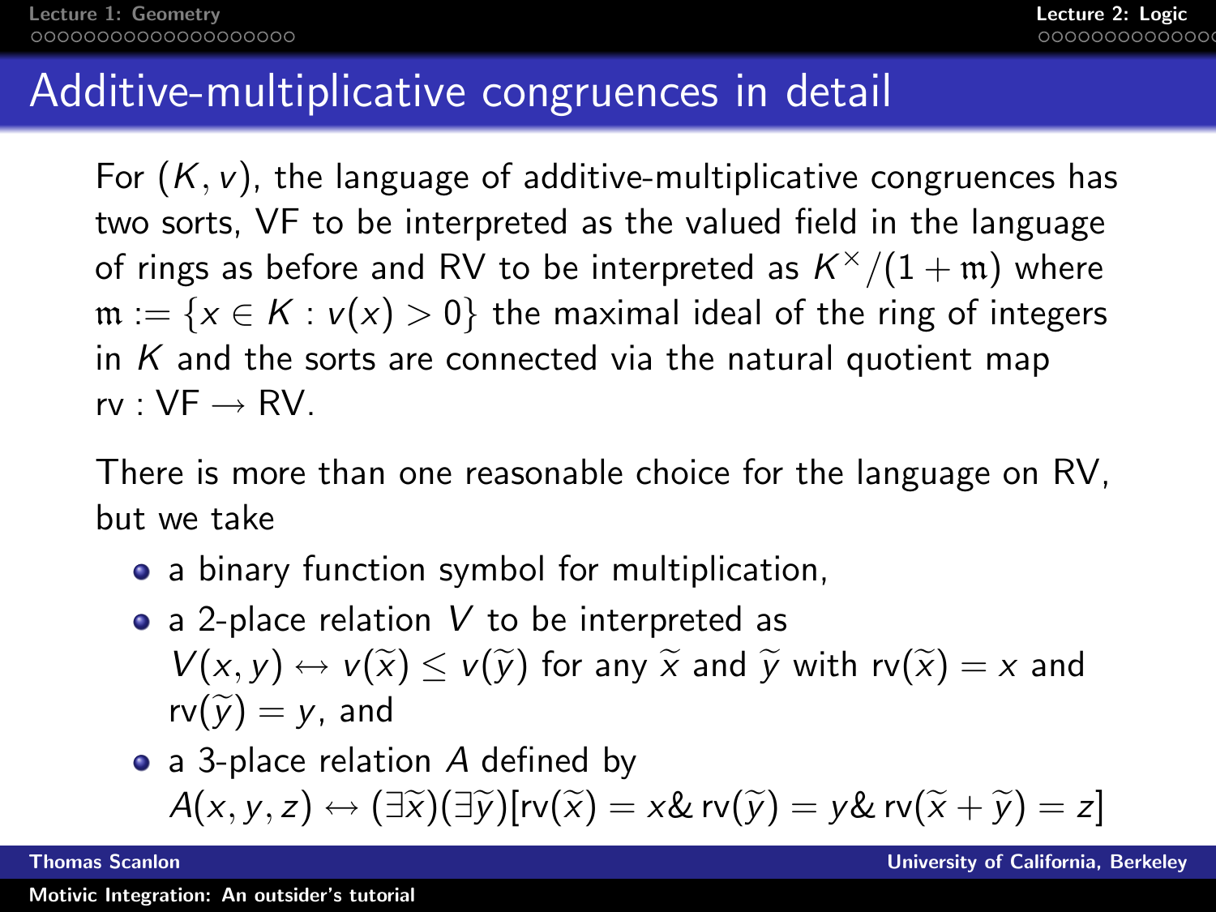# Additive-multiplicative congruences in detail

For $(K, v)$, the language of additive-multiplicative congruences has two sorts, VF to be interpreted as the valued field in the language of rings as before and RV to be interpreted as $K^\times/(1+\mathfrak{m})$ where $\mathfrak{m} := \{x \in K : v(x) > 0\}$ the maximal ideal of the ring of integers in $K$ and the sorts are connected via the natural quotient map $\mathrm{rv} : \mathrm{VF} \to \mathrm{RV}$.

There is more than one reasonable choice for the language on RV, but we take

- a binary function symbol for multiplication,
- a 2-place relation $V$ to be interpreted as $V(x, y) \leftrightarrow v(\widetilde{x}) \leq v(\widetilde{y})$ for any $\widetilde{x}$ and $\widetilde{y}$ with $\mathrm{rv}(\widetilde{x}) = x$ and $\mathrm{rv}(\widetilde{y}) = y$, and
- a 3-place relation $A$ defined by $A(x, y, z) \leftrightarrow (\exists \widetilde{x})(\exists \widetilde{y})[\mathrm{rv}(\widetilde{x}) = x \,\&\, \mathrm{rv}(\widetilde{y}) = y \,\&\, \mathrm{rv}(\widetilde{x} + \widetilde{y}) = z]$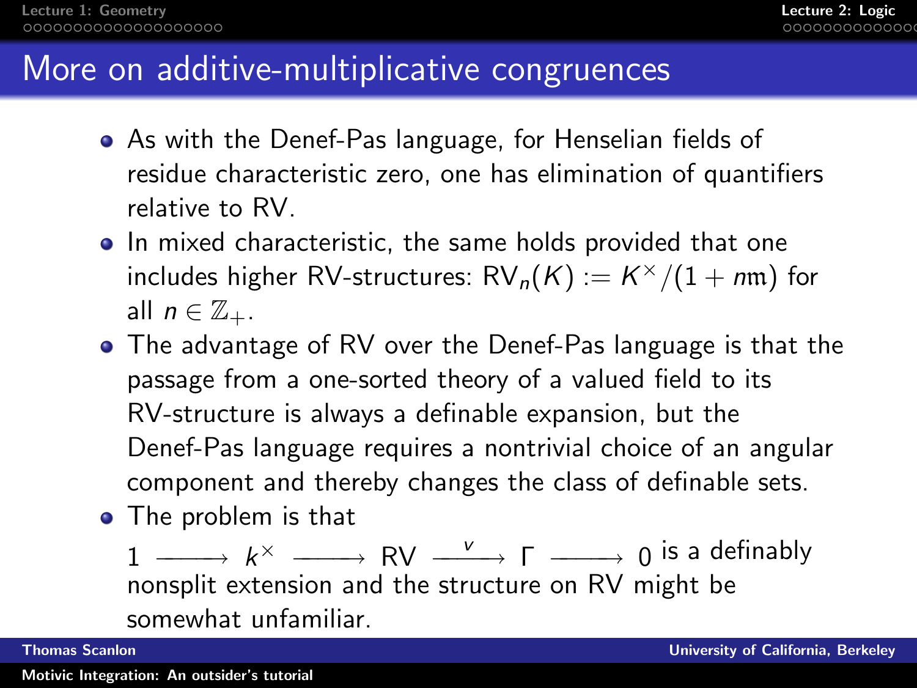# More on additive-multiplicative congruences

- As with the Denef-Pas language, for Henselian fields of residue characteristic zero, one has elimination of quantifiers relative to RV.
- In mixed characteristic, the same holds provided that one includes higher RV-structures: $\mathrm{RV}_n(K) := K^\times/(1 + n\mathfrak{m})$ for all $n \in \mathbb{Z}_+$.
- The advantage of RV over the Denef-Pas language is that the passage from a one-sorted theory of a valued field to its RV-structure is always a definable expansion, but the Denef-Pas language requires a nontrivial choice of an angular component and thereby changes the class of definable sets.
- The problem is that $1 \longrightarrow k^\times \longrightarrow \mathrm{RV} \xrightarrow{v} \Gamma \longrightarrow 0$ is a definably nonsplit extension and the structure on RV might be somewhat unfamiliar.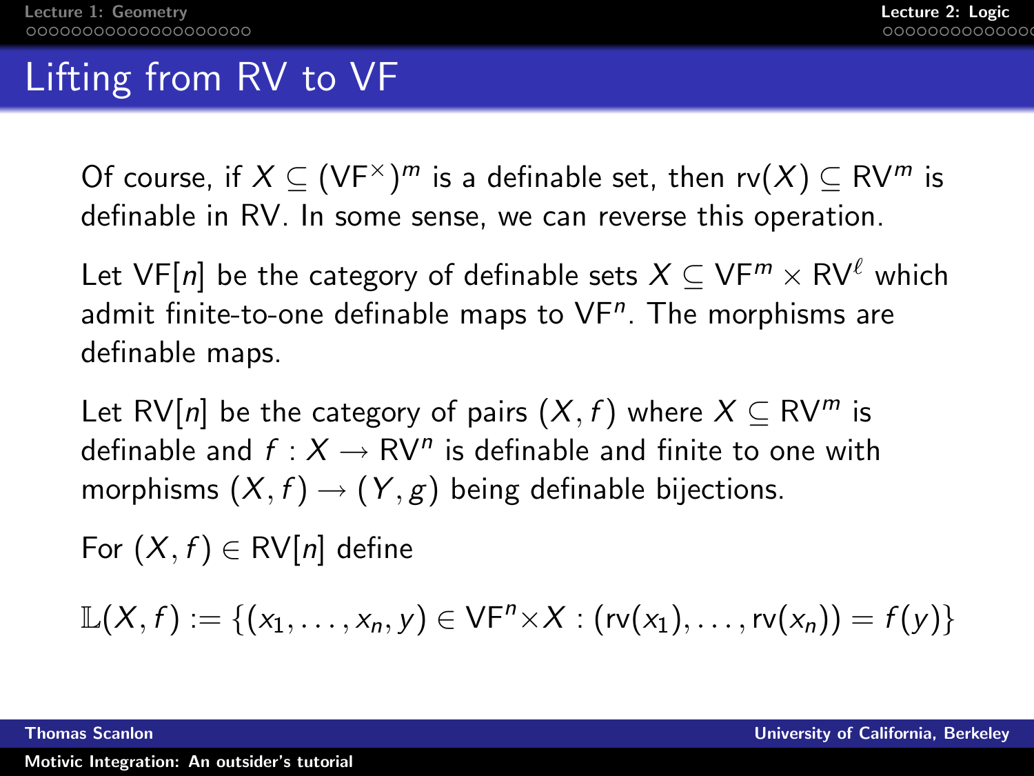# Lifting from RV to VF

Of course, if $X \subseteq (\mathrm{VF}^{\times})^m$ is a definable set, then $\mathrm{rv}(X) \subseteq \mathrm{RV}^m$ is definable in RV. In some sense, we can reverse this operation.

Let $\mathrm{VF}[n]$ be the category of definable sets $X \subseteq \mathrm{VF}^m \times \mathrm{RV}^\ell$ which admit finite-to-one definable maps to $\mathrm{VF}^n$. The morphisms are definable maps.

Let $\mathrm{RV}[n]$ be the category of pairs $(X, f)$ where $X \subseteq \mathrm{RV}^m$ is definable and $f : X \to \mathrm{RV}^n$ is definable and finite to one with morphisms $(X, f) \to (Y, g)$ being definable bijections.

For $(X, f) \in \mathrm{RV}[n]$ define

$$\mathbb{L}(X, f) := \{(x_1, \ldots, x_n, y) \in \mathrm{VF}^n \times X : (\mathrm{rv}(x_1), \ldots, \mathrm{rv}(x_n)) = f(y)\}$$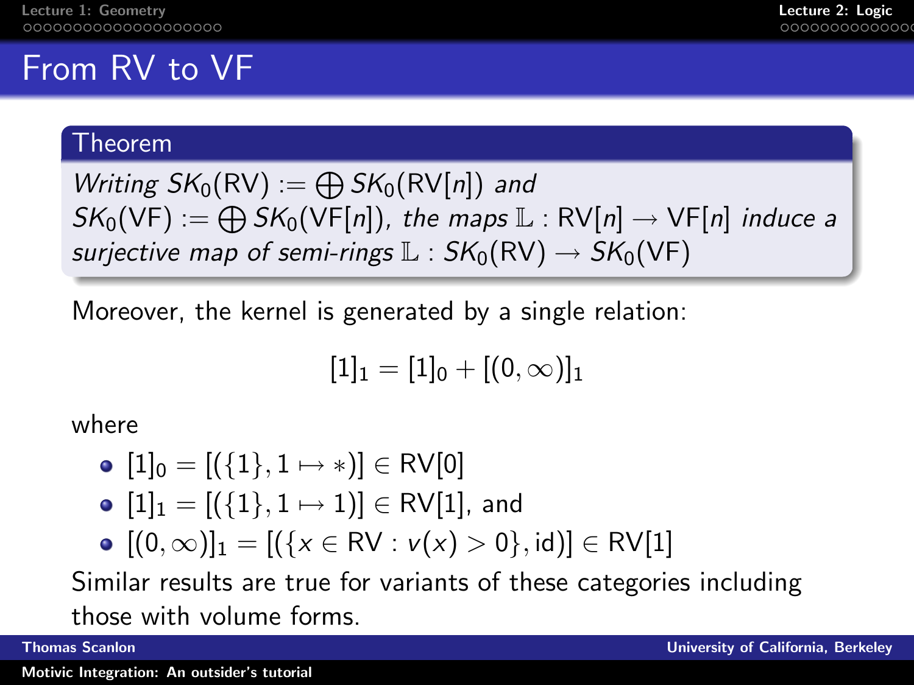# From RV to VF

**Theorem**

*Writing* $SK_0(\mathrm{RV}) := \bigoplus SK_0(\mathrm{RV}[n])$ *and* $SK_0(\mathrm{VF}) := \bigoplus SK_0(\mathrm{VF}[n])$, *the maps* $\mathbb{L} : \mathrm{RV}[n] \to \mathrm{VF}[n]$ *induce a surjective map of semi-rings* $\mathbb{L} : SK_0(\mathrm{RV}) \to SK_0(\mathrm{VF})$

Moreover, the kernel is generated by a single relation:

$$[1]_1 = [1]_0 + [(0, \infty)]_1$$

where

- $[1]_0 = [(\{1\}, 1 \mapsto *)] \in \mathrm{RV}[0]$
- $[1]_1 = [(\{1\}, 1 \mapsto 1)] \in \mathrm{RV}[1]$, and
- $[(0, \infty)]_1 = [(\{x \in \mathrm{RV} : v(x) > 0\}, \mathrm{id})] \in \mathrm{RV}[1]$

Similar results are true for variants of these categories including those with volume forms.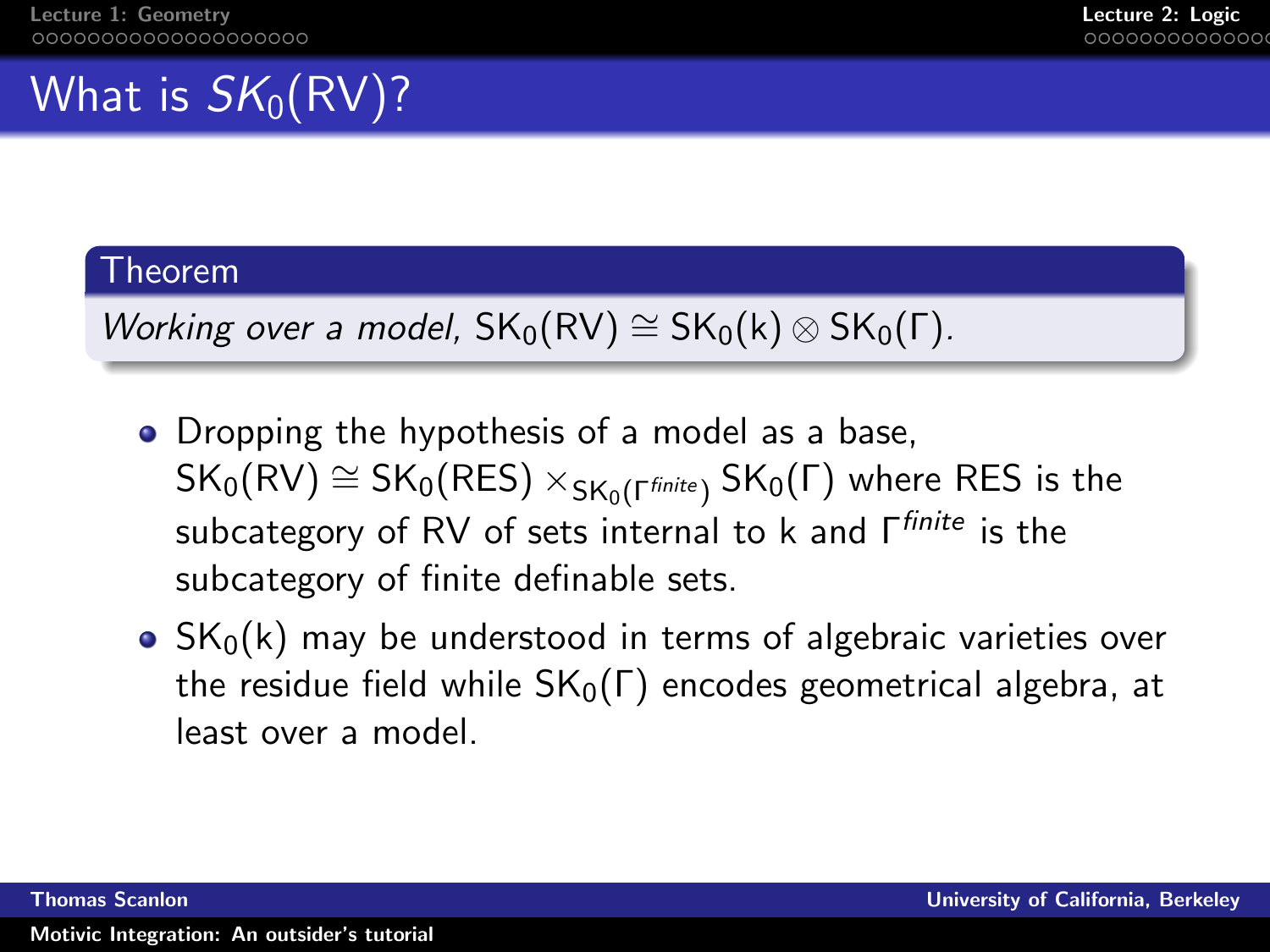# What is $SK_0(\text{RV})$?

**Theorem**

*Working over a model,* $\text{SK}_0(\text{RV}) \cong \text{SK}_0(\text{k}) \otimes \text{SK}_0(\Gamma)$.

- Dropping the hypothesis of a model as a base, $\text{SK}_0(\text{RV}) \cong \text{SK}_0(\text{RES}) \times_{\text{SK}_0(\Gamma^{finite})} \text{SK}_0(\Gamma)$ where RES is the subcategory of RV of sets internal to k and $\Gamma^{finite}$ is the subcategory of finite definable sets.
- $\text{SK}_0(\text{k})$ may be understood in terms of algebraic varieties over the residue field while $\text{SK}_0(\Gamma)$ encodes geometrical algebra, at least over a model.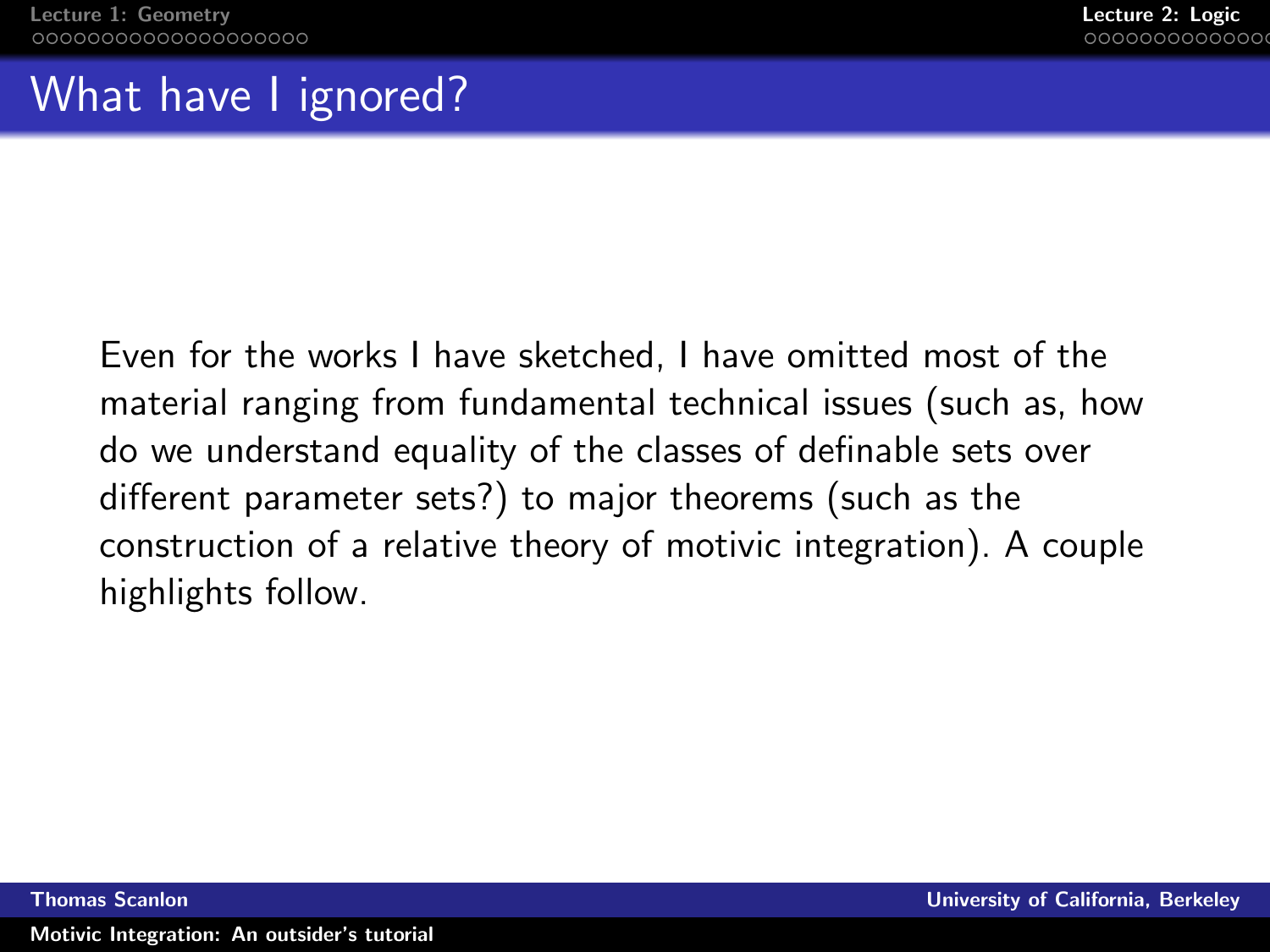# What have I ignored?

Even for the works I have sketched, I have omitted most of the material ranging from fundamental technical issues (such as, how do we understand equality of the classes of definable sets over different parameter sets?) to major theorems (such as the construction of a relative theory of motivic integration). A couple highlights follow.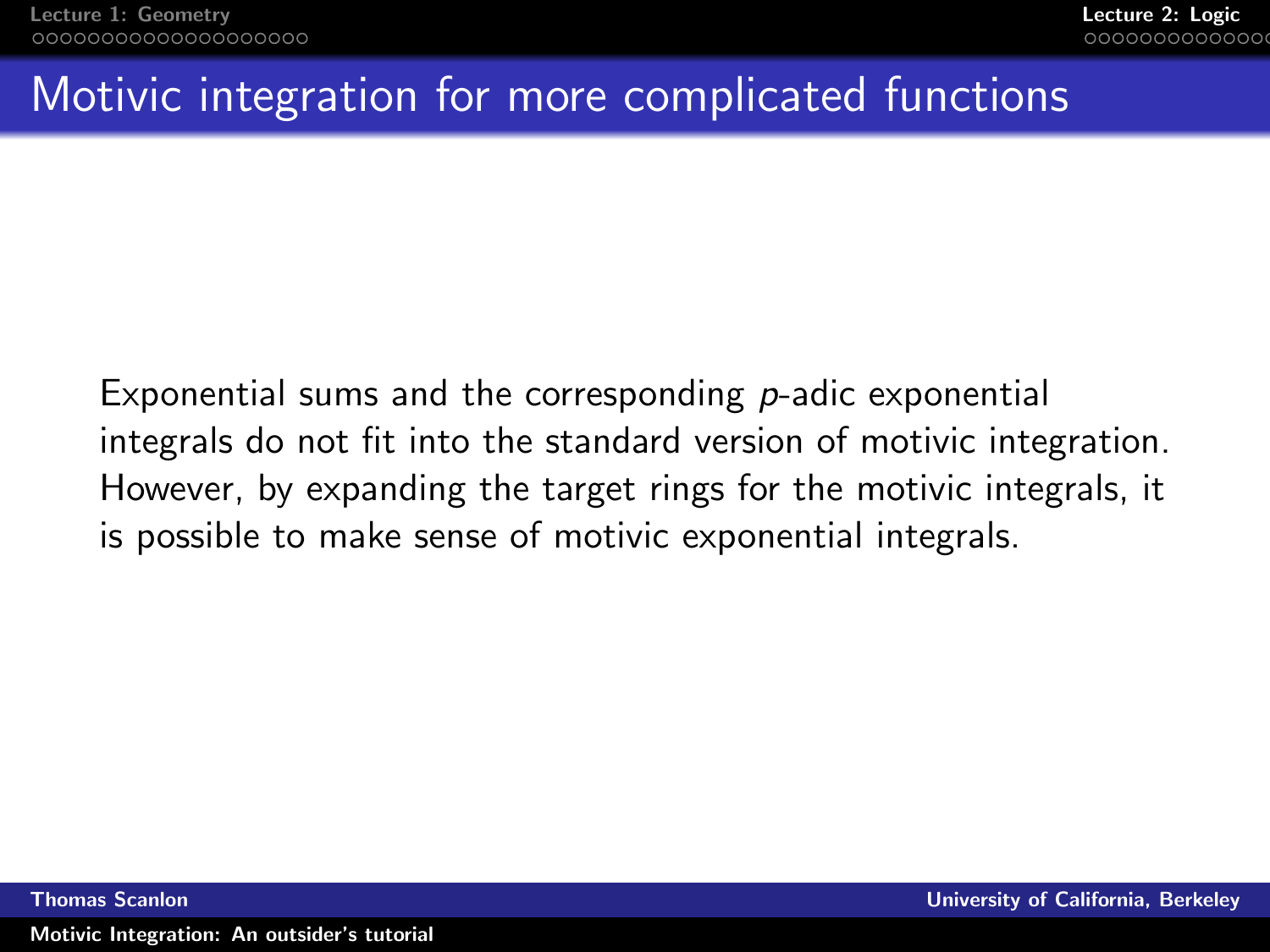# Motivic integration for more complicated functions

Exponential sums and the corresponding $p$-adic exponential integrals do not fit into the standard version of motivic integration. However, by expanding the target rings for the motivic integrals, it is possible to make sense of motivic exponential integrals.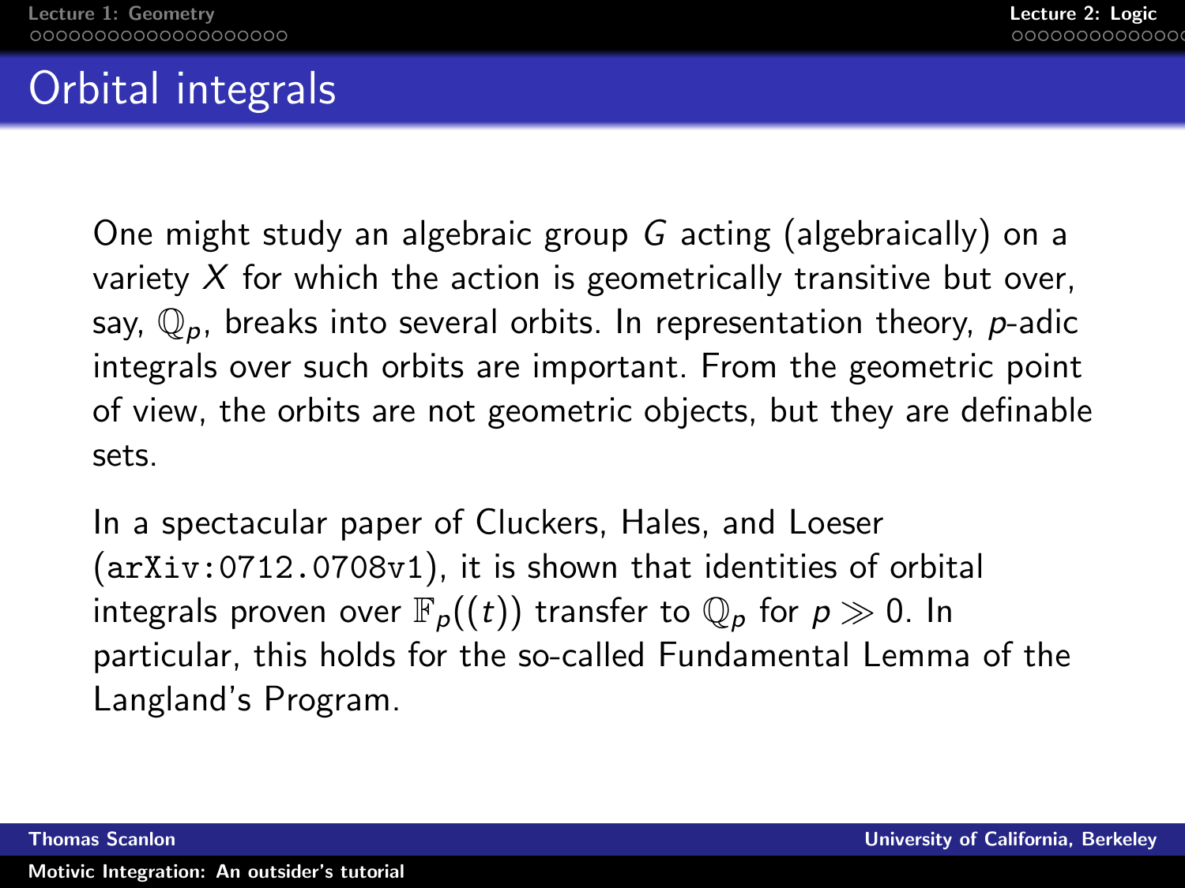# Orbital integrals

One might study an algebraic group $G$ acting (algebraically) on a variety $X$ for which the action is geometrically transitive but over, say, $\mathbb{Q}_p$, breaks into several orbits. In representation theory, $p$-adic integrals over such orbits are important. From the geometric point of view, the orbits are not geometric objects, but they are definable sets.

In a spectacular paper of Cluckers, Hales, and Loeser (`arXiv:0712.0708v1`), it is shown that identities of orbital integrals proven over $\mathbb{F}_p((t))$ transfer to $\mathbb{Q}_p$ for $p \gg 0$. In particular, this holds for the so-called Fundamental Lemma of the Langland's Program.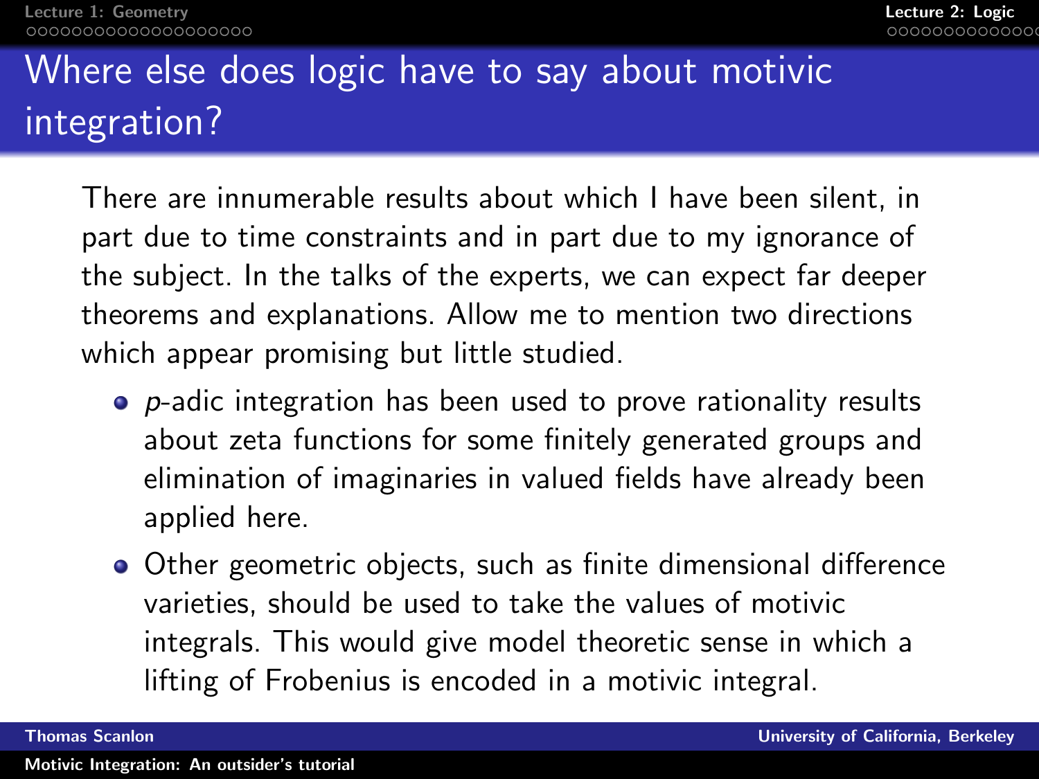# Where else does logic have to say about motivic integration?

There are innumerable results about which I have been silent, in part due to time constraints and in part due to my ignorance of the subject. In the talks of the experts, we can expect far deeper theorems and explanations. Allow me to mention two directions which appear promising but little studied.

- $p$-adic integration has been used to prove rationality results about zeta functions for some finitely generated groups and elimination of imaginaries in valued fields have already been applied here.
- Other geometric objects, such as finite dimensional difference varieties, should be used to take the values of motivic integrals. This would give model theoretic sense in which a lifting of Frobenius is encoded in a motivic integral.